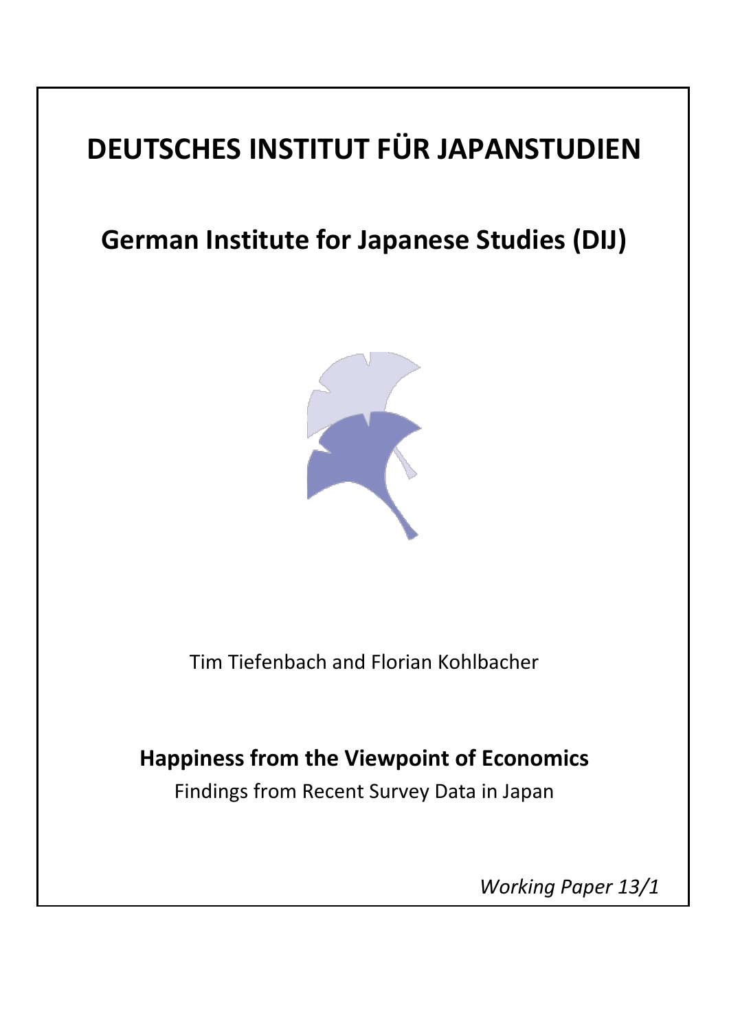# DEUTSCHES INSTITUT FÜR JAPANSTUDIEN

## German Institute for Japanese Studies (DIJ)

Tim Tiefenbach and Florian Kohlbacher

**Happiness from the Viewpoint of Economics**

Findings from Recent Survey Data in Japan

*Working Paper 13/1*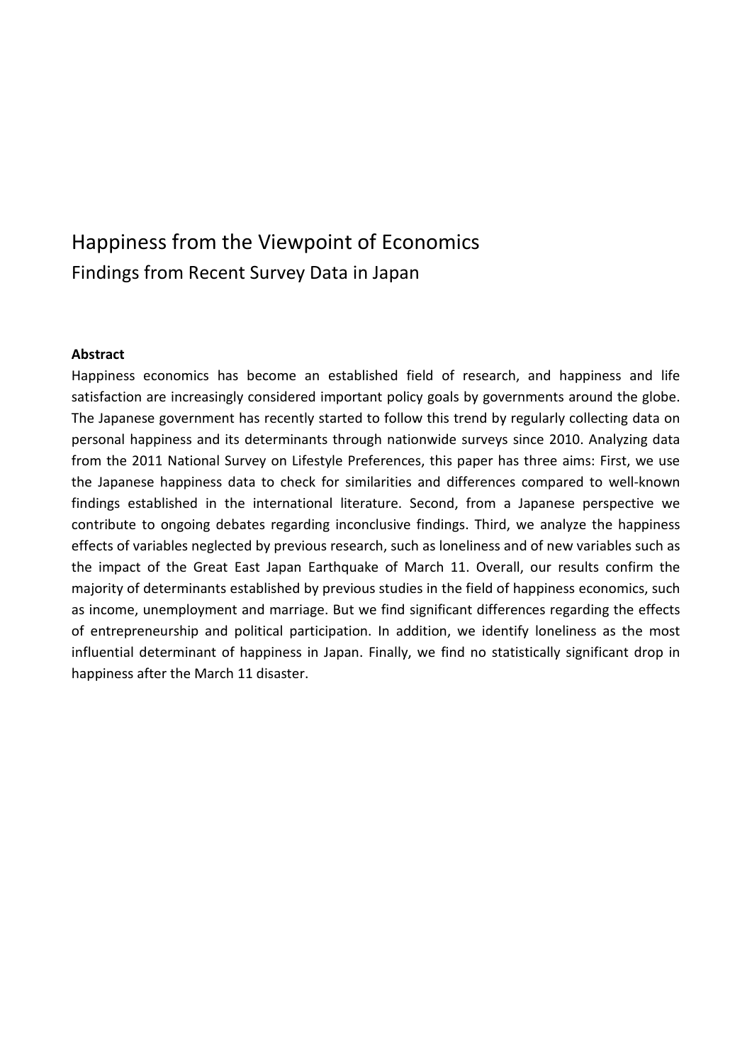# Happiness from the Viewpoint of Economics

## Findings from Recent Survey Data in Japan

**Abstract**

Happiness economics has become an established field of research, and happiness and life satisfaction are increasingly considered important policy goals by governments around the globe. The Japanese government has recently started to follow this trend by regularly collecting data on personal happiness and its determinants through nationwide surveys since 2010. Analyzing data from the 2011 National Survey on Lifestyle Preferences, this paper has three aims: First, we use the Japanese happiness data to check for similarities and differences compared to well-known findings established in the international literature. Second, from a Japanese perspective we contribute to ongoing debates regarding inconclusive findings. Third, we analyze the happiness effects of variables neglected by previous research, such as loneliness and of new variables such as the impact of the Great East Japan Earthquake of March 11. Overall, our results confirm the majority of determinants established by previous studies in the field of happiness economics, such as income, unemployment and marriage. But we find significant differences regarding the effects of entrepreneurship and political participation. In addition, we identify loneliness as the most influential determinant of happiness in Japan. Finally, we find no statistically significant drop in happiness after the March 11 disaster.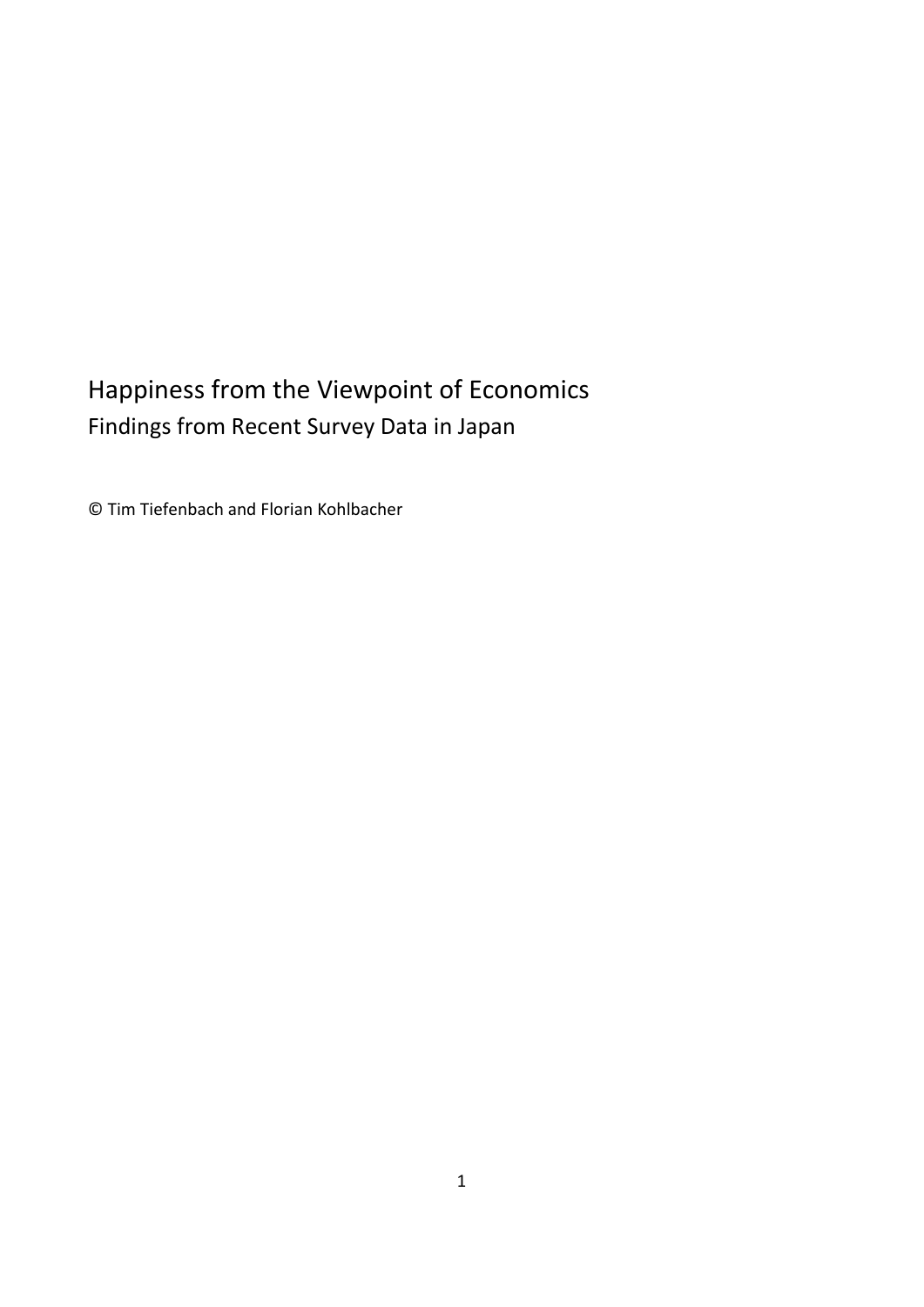# Happiness from the Viewpoint of Economics

## Findings from Recent Survey Data in Japan

© Tim Tiefenbach and Florian Kohlbacher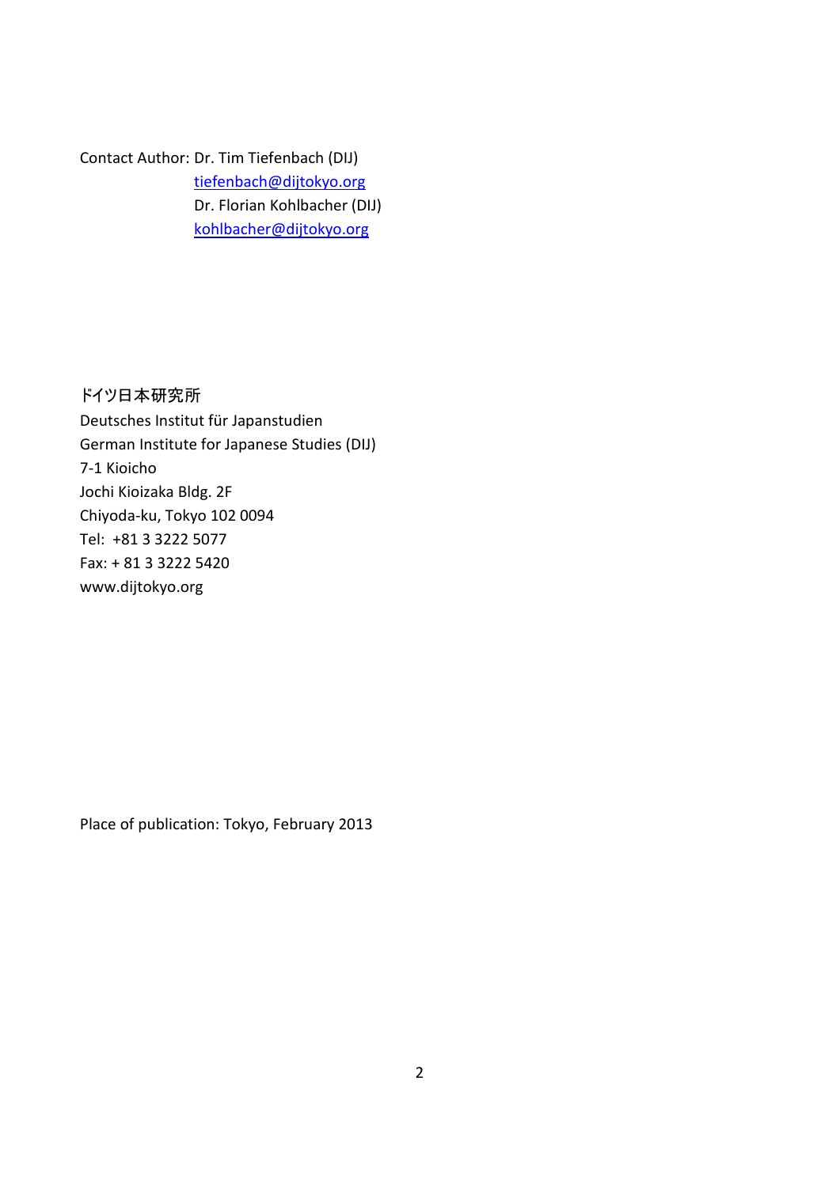Contact Author: Dr. Tim Tiefenbach (DIJ)
tiefenbach@dijtokyo.org
Dr. Florian Kohlbacher (DIJ)
kohlbacher@dijtokyo.org

ドイツ日本研究所
Deutsches Institut für Japanstudien
German Institute for Japanese Studies (DIJ)
7-1 Kioicho
Jochi Kioizaka Bldg. 2F
Chiyoda-ku, Tokyo 102 0094
Tel: +81 3 3222 5077
Fax: + 81 3 3222 5420
www.dijtokyo.org

Place of publication: Tokyo, February 2013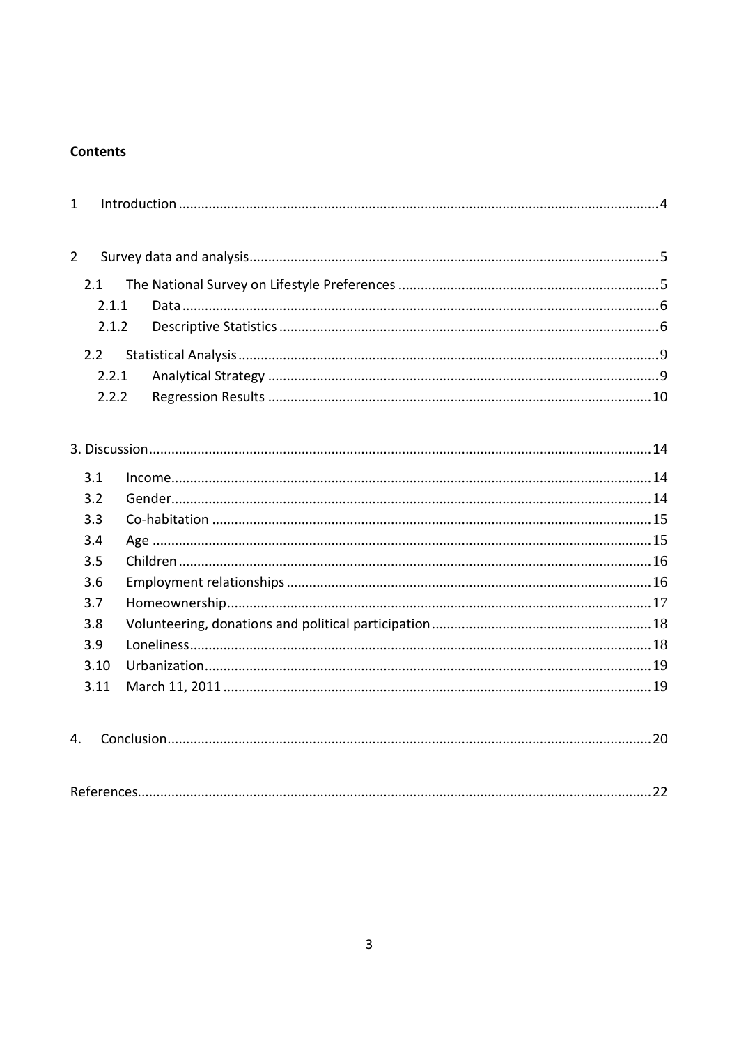**Contents**

1 Introduction ........................................................................................................................4

2 Survey data and analysis.....................................................................................................5

2.1 The National Survey on Lifestyle Preferences ..............................................................5

2.1.1 Data ...........................................................................................................................6

2.1.2 Descriptive Statistics ..................................................................................................6

2.2 Statistical Analysis ..........................................................................................................9

2.2.1 Analytical Strategy .....................................................................................................9

2.2.2 Regression Results ....................................................................................................10

3. Discussion..........................................................................................................................14

3.1 Income...........................................................................................................................14

3.2 Gender...........................................................................................................................14

3.3 Co-habitation ................................................................................................................15

3.4 Age ................................................................................................................................15

3.5 Children .........................................................................................................................16

3.6 Employment relationships ............................................................................................16

3.7 Homeownership.............................................................................................................17

3.8 Volunteering, donations and political participation.......................................................18

3.9 Loneliness......................................................................................................................18

3.10 Urbanization.................................................................................................................19

3.11 March 11, 2011 .............................................................................................................19

4. Conclusion.........................................................................................................................20

References..............................................................................................................................22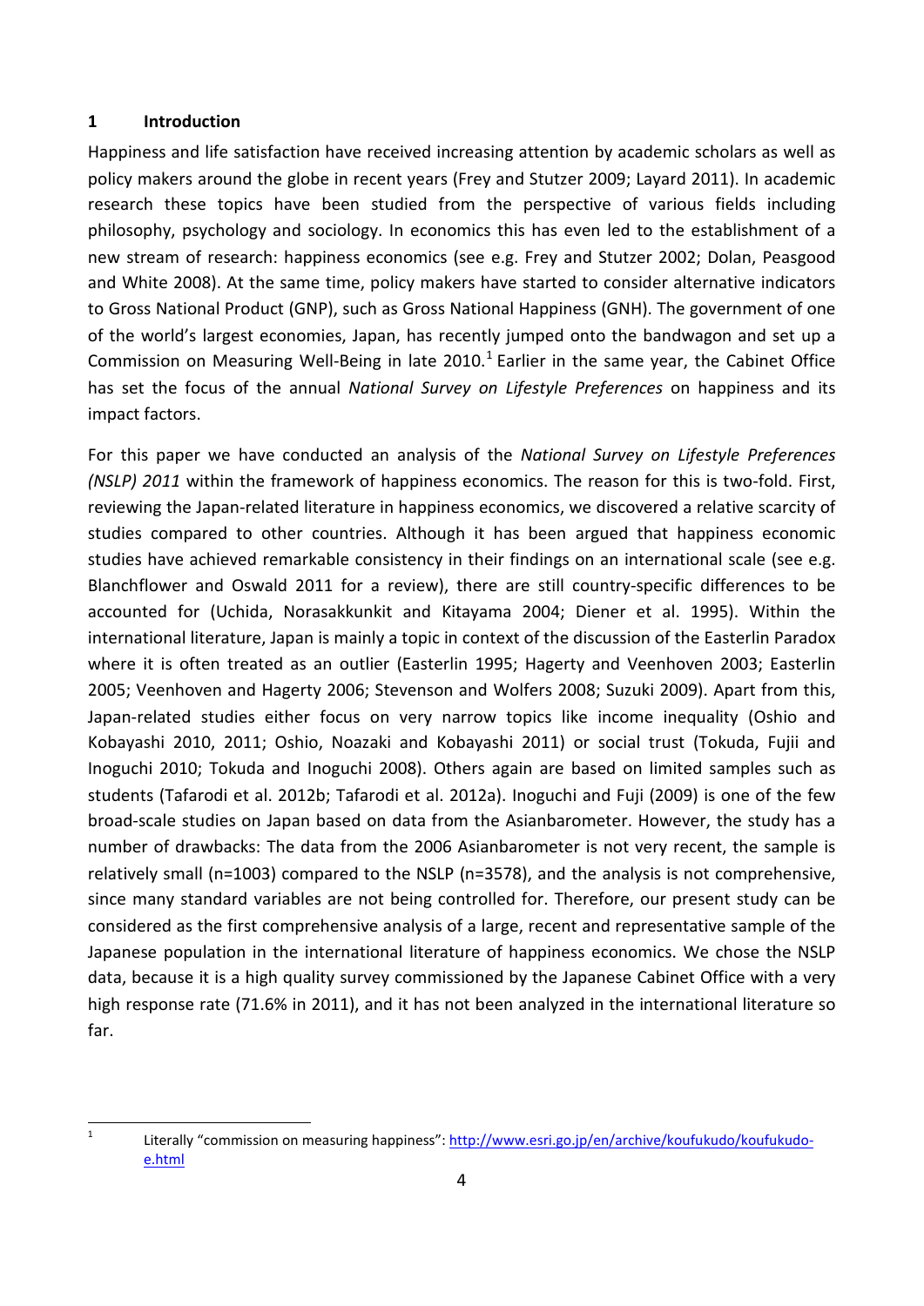# 1 Introduction

Happiness and life satisfaction have received increasing attention by academic scholars as well as policy makers around the globe in recent years (Frey and Stutzer 2009; Layard 2011). In academic research these topics have been studied from the perspective of various fields including philosophy, psychology and sociology. In economics this has even led to the establishment of a new stream of research: happiness economics (see e.g. Frey and Stutzer 2002; Dolan, Peasgood and White 2008). At the same time, policy makers have started to consider alternative indicators to Gross National Product (GNP), such as Gross National Happiness (GNH). The government of one of the world's largest economies, Japan, has recently jumped onto the bandwagon and set up a Commission on Measuring Well-Being in late 2010.[1] Earlier in the same year, the Cabinet Office has set the focus of the annual *National Survey on Lifestyle Preferences* on happiness and its impact factors.

For this paper we have conducted an analysis of the *National Survey on Lifestyle Preferences (NSLP) 2011* within the framework of happiness economics. The reason for this is two-fold. First, reviewing the Japan-related literature in happiness economics, we discovered a relative scarcity of studies compared to other countries. Although it has been argued that happiness economic studies have achieved remarkable consistency in their findings on an international scale (see e.g. Blanchflower and Oswald 2011 for a review), there are still country-specific differences to be accounted for (Uchida, Norasakkunkit and Kitayama 2004; Diener et al. 1995). Within the international literature, Japan is mainly a topic in context of the discussion of the Easterlin Paradox where it is often treated as an outlier (Easterlin 1995; Hagerty and Veenhoven 2003; Easterlin 2005; Veenhoven and Hagerty 2006; Stevenson and Wolfers 2008; Suzuki 2009). Apart from this, Japan-related studies either focus on very narrow topics like income inequality (Oshio and Kobayashi 2010, 2011; Oshio, Noazaki and Kobayashi 2011) or social trust (Tokuda, Fujii and Inoguchi 2010; Tokuda and Inoguchi 2008). Others again are based on limited samples such as students (Tafarodi et al. 2012b; Tafarodi et al. 2012a). Inoguchi and Fuji (2009) is one of the few broad-scale studies on Japan based on data from the Asianbarometer. However, the study has a number of drawbacks: The data from the 2006 Asianbarometer is not very recent, the sample is relatively small (n=1003) compared to the NSLP (n=3578), and the analysis is not comprehensive, since many standard variables are not being controlled for. Therefore, our present study can be considered as the first comprehensive analysis of a large, recent and representative sample of the Japanese population in the international literature of happiness economics. We chose the NSLP data, because it is a high quality survey commissioned by the Japanese Cabinet Office with a very high response rate (71.6% in 2011), and it has not been analyzed in the international literature so far.

[1] Literally "commission on measuring happiness": http://www.esri.go.jp/en/archive/koufukudo/koufukudo-e.html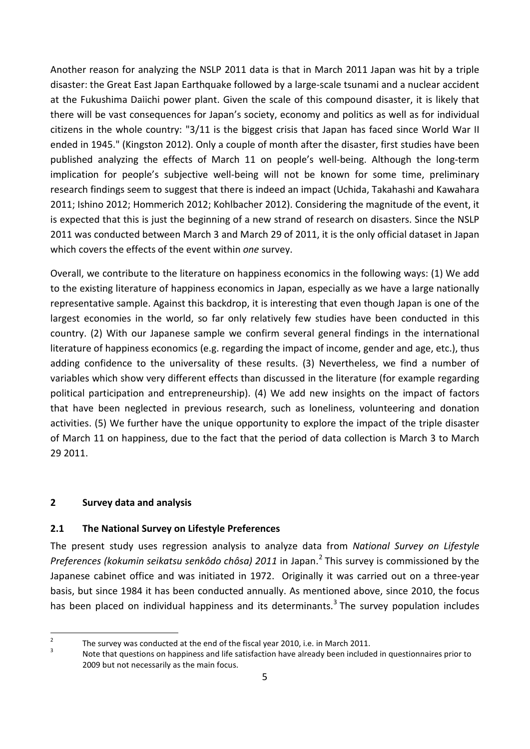Another reason for analyzing the NSLP 2011 data is that in March 2011 Japan was hit by a triple disaster: the Great East Japan Earthquake followed by a large-scale tsunami and a nuclear accident at the Fukushima Daiichi power plant. Given the scale of this compound disaster, it is likely that there will be vast consequences for Japan's society, economy and politics as well as for individual citizens in the whole country: "3/11 is the biggest crisis that Japan has faced since World War II ended in 1945." (Kingston 2012). Only a couple of month after the disaster, first studies have been published analyzing the effects of March 11 on people's well-being. Although the long-term implication for people's subjective well-being will not be known for some time, preliminary research findings seem to suggest that there is indeed an impact (Uchida, Takahashi and Kawahara 2011; Ishino 2012; Hommerich 2012; Kohlbacher 2012). Considering the magnitude of the event, it is expected that this is just the beginning of a new strand of research on disasters. Since the NSLP 2011 was conducted between March 3 and March 29 of 2011, it is the only official dataset in Japan which covers the effects of the event within *one* survey.

Overall, we contribute to the literature on happiness economics in the following ways: (1) We add to the existing literature of happiness economics in Japan, especially as we have a large nationally representative sample. Against this backdrop, it is interesting that even though Japan is one of the largest economies in the world, so far only relatively few studies have been conducted in this country. (2) With our Japanese sample we confirm several general findings in the international literature of happiness economics (e.g. regarding the impact of income, gender and age, etc.), thus adding confidence to the universality of these results. (3) Nevertheless, we find a number of variables which show very different effects than discussed in the literature (for example regarding political participation and entrepreneurship). (4) We add new insights on the impact of factors that have been neglected in previous research, such as loneliness, volunteering and donation activities. (5) We further have the unique opportunity to explore the impact of the triple disaster of March 11 on happiness, due to the fact that the period of data collection is March 3 to March 29 2011.

## 2 Survey data and analysis

### 2.1 The National Survey on Lifestyle Preferences

The present study uses regression analysis to analyze data from *National Survey on Lifestyle Preferences (kokumin seikatsu senkôdo chôsa) 2011* in Japan.[2] This survey is commissioned by the Japanese cabinet office and was initiated in 1972. Originally it was carried out on a three-year basis, but since 1984 it has been conducted annually. As mentioned above, since 2010, the focus has been placed on individual happiness and its determinants.[3] The survey population includes

[2] The survey was conducted at the end of the fiscal year 2010, i.e. in March 2011.

[3] Note that questions on happiness and life satisfaction have already been included in questionnaires prior to 2009 but not necessarily as the main focus.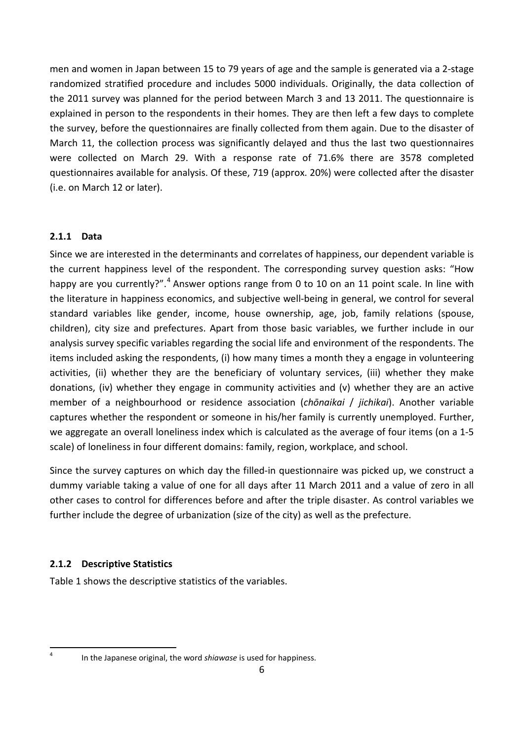men and women in Japan between 15 to 79 years of age and the sample is generated via a 2-stage randomized stratified procedure and includes 5000 individuals. Originally, the data collection of the 2011 survey was planned for the period between March 3 and 13 2011. The questionnaire is explained in person to the respondents in their homes. They are then left a few days to complete the survey, before the questionnaires are finally collected from them again. Due to the disaster of March 11, the collection process was significantly delayed and thus the last two questionnaires were collected on March 29. With a response rate of 71.6% there are 3578 completed questionnaires available for analysis. Of these, 719 (approx. 20%) were collected after the disaster (i.e. on March 12 or later).

### 2.1.1 Data

Since we are interested in the determinants and correlates of happiness, our dependent variable is the current happiness level of the respondent. The corresponding survey question asks: "How happy are you currently?".[4] Answer options range from 0 to 10 on an 11 point scale. In line with the literature in happiness economics, and subjective well-being in general, we control for several standard variables like gender, income, house ownership, age, job, family relations (spouse, children), city size and prefectures. Apart from those basic variables, we further include in our analysis survey specific variables regarding the social life and environment of the respondents. The items included asking the respondents, (i) how many times a month they a engage in volunteering activities, (ii) whether they are the beneficiary of voluntary services, (iii) whether they make donations, (iv) whether they engage in community activities and (v) whether they are an active member of a neighbourhood or residence association (*chōnaikai* / *jichikai*). Another variable captures whether the respondent or someone in his/her family is currently unemployed. Further, we aggregate an overall loneliness index which is calculated as the average of four items (on a 1-5 scale) of loneliness in four different domains: family, region, workplace, and school.

Since the survey captures on which day the filled-in questionnaire was picked up, we construct a dummy variable taking a value of one for all days after 11 March 2011 and a value of zero in all other cases to control for differences before and after the triple disaster. As control variables we further include the degree of urbanization (size of the city) as well as the prefecture.

### 2.1.2 Descriptive Statistics

Table 1 shows the descriptive statistics of the variables.

[4] In the Japanese original, the word *shiawase* is used for happiness.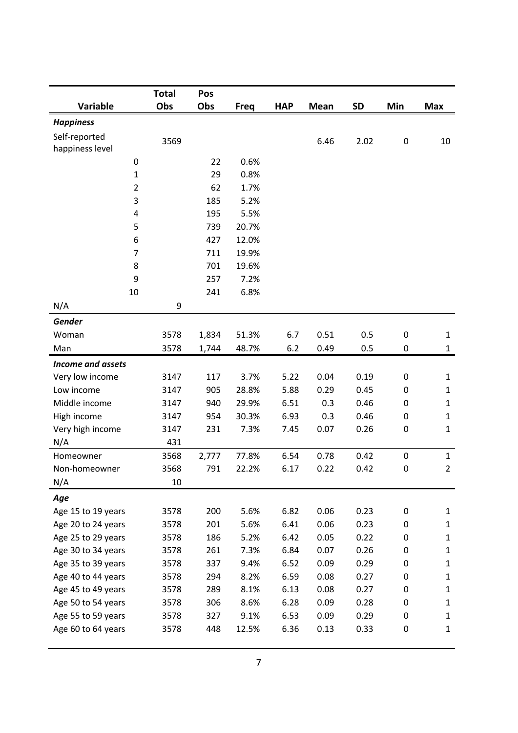| Variable | Total Obs | Pos Obs | Freq | HAP | Mean | SD | Min | Max |
|---|---|---|---|---|---|---|---|---|
| ***Happiness*** | | | | | | | | |
| Self-reported happiness level | 3569 | | | | 6.46 | 2.02 | 0 | 10 |
| 0 | | 22 | 0.6% | | | | | |
| 1 | | 29 | 0.8% | | | | | |
| 2 | | 62 | 1.7% | | | | | |
| 3 | | 185 | 5.2% | | | | | |
| 4 | | 195 | 5.5% | | | | | |
| 5 | | 739 | 20.7% | | | | | |
| 6 | | 427 | 12.0% | | | | | |
| 7 | | 711 | 19.9% | | | | | |
| 8 | | 701 | 19.6% | | | | | |
| 9 | | 257 | 7.2% | | | | | |
| 10 | | 241 | 6.8% | | | | | |
| N/A | 9 | | | | | | | |
| ***Gender*** | | | | | | | | |
| Woman | 3578 | 1,834 | 51.3% | 6.7 | 0.51 | 0.5 | 0 | 1 |
| Man | 3578 | 1,744 | 48.7% | 6.2 | 0.49 | 0.5 | 0 | 1 |
| ***Income and assets*** | | | | | | | | |
| Very low income | 3147 | 117 | 3.7% | 5.22 | 0.04 | 0.19 | 0 | 1 |
| Low income | 3147 | 905 | 28.8% | 5.88 | 0.29 | 0.45 | 0 | 1 |
| Middle income | 3147 | 940 | 29.9% | 6.51 | 0.3 | 0.46 | 0 | 1 |
| High income | 3147 | 954 | 30.3% | 6.93 | 0.3 | 0.46 | 0 | 1 |
| Very high income | 3147 | 231 | 7.3% | 7.45 | 0.07 | 0.26 | 0 | 1 |
| N/A | 431 | | | | | | | |
| Homeowner | 3568 | 2,777 | 77.8% | 6.54 | 0.78 | 0.42 | 0 | 1 |
| Non-homeowner | 3568 | 791 | 22.2% | 6.17 | 0.22 | 0.42 | 0 | 2 |
| N/A | 10 | | | | | | | |
| ***Age*** | | | | | | | | |
| Age 15 to 19 years | 3578 | 200 | 5.6% | 6.82 | 0.06 | 0.23 | 0 | 1 |
| Age 20 to 24 years | 3578 | 201 | 5.6% | 6.41 | 0.06 | 0.23 | 0 | 1 |
| Age 25 to 29 years | 3578 | 186 | 5.2% | 6.42 | 0.05 | 0.22 | 0 | 1 |
| Age 30 to 34 years | 3578 | 261 | 7.3% | 6.84 | 0.07 | 0.26 | 0 | 1 |
| Age 35 to 39 years | 3578 | 337 | 9.4% | 6.52 | 0.09 | 0.29 | 0 | 1 |
| Age 40 to 44 years | 3578 | 294 | 8.2% | 6.59 | 0.08 | 0.27 | 0 | 1 |
| Age 45 to 49 years | 3578 | 289 | 8.1% | 6.13 | 0.08 | 0.27 | 0 | 1 |
| Age 50 to 54 years | 3578 | 306 | 8.6% | 6.28 | 0.09 | 0.28 | 0 | 1 |
| Age 55 to 59 years | 3578 | 327 | 9.1% | 6.53 | 0.09 | 0.29 | 0 | 1 |
| Age 60 to 64 years | 3578 | 448 | 12.5% | 6.36 | 0.13 | 0.33 | 0 | 1 |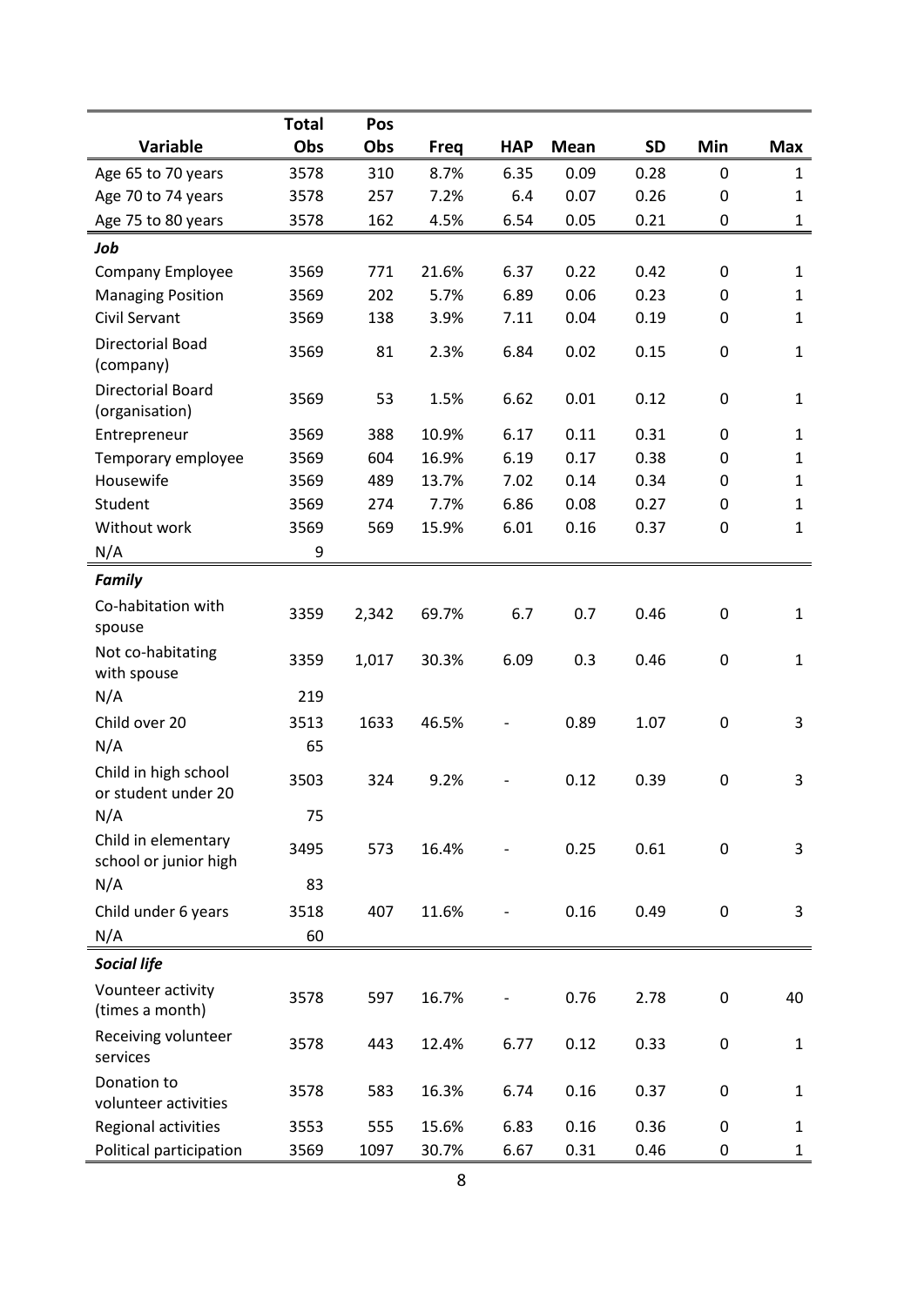| Variable | Total Obs | Pos Obs | Freq | HAP | Mean | SD | Min | Max |
|---|---|---|---|---|---|---|---|---|
| Age 65 to 70 years | 3578 | 310 | 8.7% | 6.35 | 0.09 | 0.28 | 0 | 1 |
| Age 70 to 74 years | 3578 | 257 | 7.2% | 6.4 | 0.07 | 0.26 | 0 | 1 |
| Age 75 to 80 years | 3578 | 162 | 4.5% | 6.54 | 0.05 | 0.21 | 0 | 1 |
| ***Job*** | | | | | | | | |
| Company Employee | 3569 | 771 | 21.6% | 6.37 | 0.22 | 0.42 | 0 | 1 |
| Managing Position | 3569 | 202 | 5.7% | 6.89 | 0.06 | 0.23 | 0 | 1 |
| Civil Servant | 3569 | 138 | 3.9% | 7.11 | 0.04 | 0.19 | 0 | 1 |
| Directorial Boad (company) | 3569 | 81 | 2.3% | 6.84 | 0.02 | 0.15 | 0 | 1 |
| Directorial Board (organisation) | 3569 | 53 | 1.5% | 6.62 | 0.01 | 0.12 | 0 | 1 |
| Entrepreneur | 3569 | 388 | 10.9% | 6.17 | 0.11 | 0.31 | 0 | 1 |
| Temporary employee | 3569 | 604 | 16.9% | 6.19 | 0.17 | 0.38 | 0 | 1 |
| Housewife | 3569 | 489 | 13.7% | 7.02 | 0.14 | 0.34 | 0 | 1 |
| Student | 3569 | 274 | 7.7% | 6.86 | 0.08 | 0.27 | 0 | 1 |
| Without work | 3569 | 569 | 15.9% | 6.01 | 0.16 | 0.37 | 0 | 1 |
| N/A | 9 | | | | | | | |
| ***Family*** | | | | | | | | |
| Co-habitation with spouse | 3359 | 2,342 | 69.7% | 6.7 | 0.7 | 0.46 | 0 | 1 |
| Not co-habitating with spouse | 3359 | 1,017 | 30.3% | 6.09 | 0.3 | 0.46 | 0 | 1 |
| N/A | 219 | | | | | | | |
| Child over 20 | 3513 | 1633 | 46.5% | - | 0.89 | 1.07 | 0 | 3 |
| N/A | 65 | | | | | | | |
| Child in high school or student under 20 | 3503 | 324 | 9.2% | - | 0.12 | 0.39 | 0 | 3 |
| N/A | 75 | | | | | | | |
| Child in elementary school or junior high | 3495 | 573 | 16.4% | - | 0.25 | 0.61 | 0 | 3 |
| N/A | 83 | | | | | | | |
| Child under 6 years | 3518 | 407 | 11.6% | - | 0.16 | 0.49 | 0 | 3 |
| N/A | 60 | | | | | | | |
| ***Social life*** | | | | | | | | |
| Vounteer activity (times a month) | 3578 | 597 | 16.7% | - | 0.76 | 2.78 | 0 | 40 |
| Receiving volunteer services | 3578 | 443 | 12.4% | 6.77 | 0.12 | 0.33 | 0 | 1 |
| Donation to volunteer activities | 3578 | 583 | 16.3% | 6.74 | 0.16 | 0.37 | 0 | 1 |
| Regional activities | 3553 | 555 | 15.6% | 6.83 | 0.16 | 0.36 | 0 | 1 |
| Political participation | 3569 | 1097 | 30.7% | 6.67 | 0.31 | 0.46 | 0 | 1 |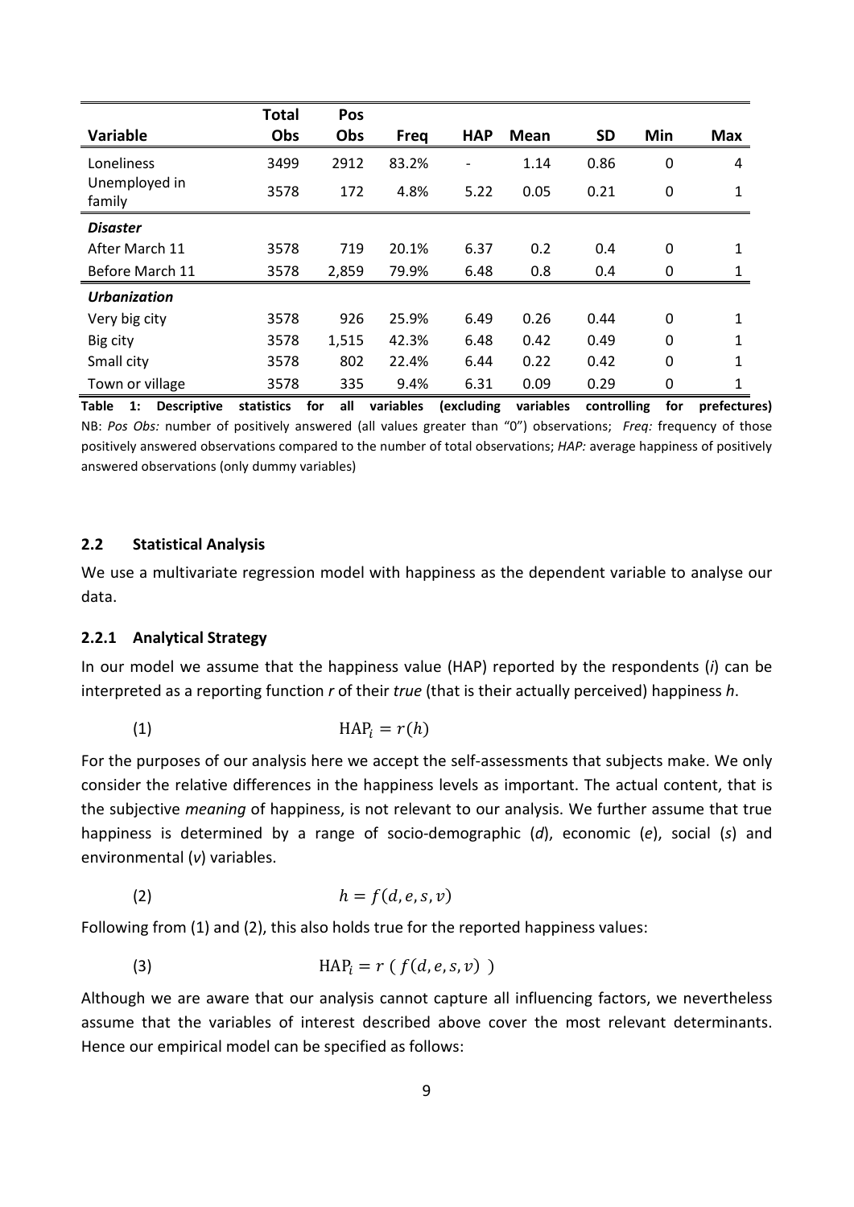| Variable | Total Obs | Pos Obs | Freq | HAP | Mean | SD | Min | Max |
|---|---|---|---|---|---|---|---|---|
| Loneliness | 3499 | 2912 | 83.2% | - | 1.14 | 0.86 | 0 | 4 |
| Unemployed in family | 3578 | 172 | 4.8% | 5.22 | 0.05 | 0.21 | 0 | 1 |
| ***Disaster*** | | | | | | | | |
| After March 11 | 3578 | 719 | 20.1% | 6.37 | 0.2 | 0.4 | 0 | 1 |
| Before March 11 | 3578 | 2,859 | 79.9% | 6.48 | 0.8 | 0.4 | 0 | 1 |
| ***Urbanization*** | | | | | | | | |
| Very big city | 3578 | 926 | 25.9% | 6.49 | 0.26 | 0.44 | 0 | 1 |
| Big city | 3578 | 1,515 | 42.3% | 6.48 | 0.42 | 0.49 | 0 | 1 |
| Small city | 3578 | 802 | 22.4% | 6.44 | 0.22 | 0.42 | 0 | 1 |
| Town or village | 3578 | 335 | 9.4% | 6.31 | 0.09 | 0.29 | 0 | 1 |

**Table 1: Descriptive statistics for all variables (excluding variables controlling for prefectures)**

NB: *Pos Obs:* number of positively answered (all values greater than "0") observations; *Freq:* frequency of those positively answered observations compared to the number of total observations; *HAP:* average happiness of positively answered observations (only dummy variables)

### 2.2 Statistical Analysis

We use a multivariate regression model with happiness as the dependent variable to analyse our data.

#### 2.2.1 Analytical Strategy

In our model we assume that the happiness value (HAP) reported by the respondents (*i*) can be interpreted as a reporting function *r* of their *true* (that is their actually perceived) happiness *h*.

$$\text{(1)} \qquad \text{HAP}_i = r(h)$$

For the purposes of our analysis here we accept the self-assessments that subjects make. We only consider the relative differences in the happiness levels as important. The actual content, that is the subjective *meaning* of happiness, is not relevant to our analysis. We further assume that true happiness is determined by a range of socio-demographic (*d*), economic (*e*), social (*s*) and environmental (*v*) variables.

$$\text{(2)} \qquad h = f(d, e, s, v)$$

Following from (1) and (2), this also holds true for the reported happiness values:

$$\text{(3)} \qquad \text{HAP}_i = r\ (\ f(d, e, s, v)\ )$$

Although we are aware that our analysis cannot capture all influencing factors, we nevertheless assume that the variables of interest described above cover the most relevant determinants. Hence our empirical model can be specified as follows: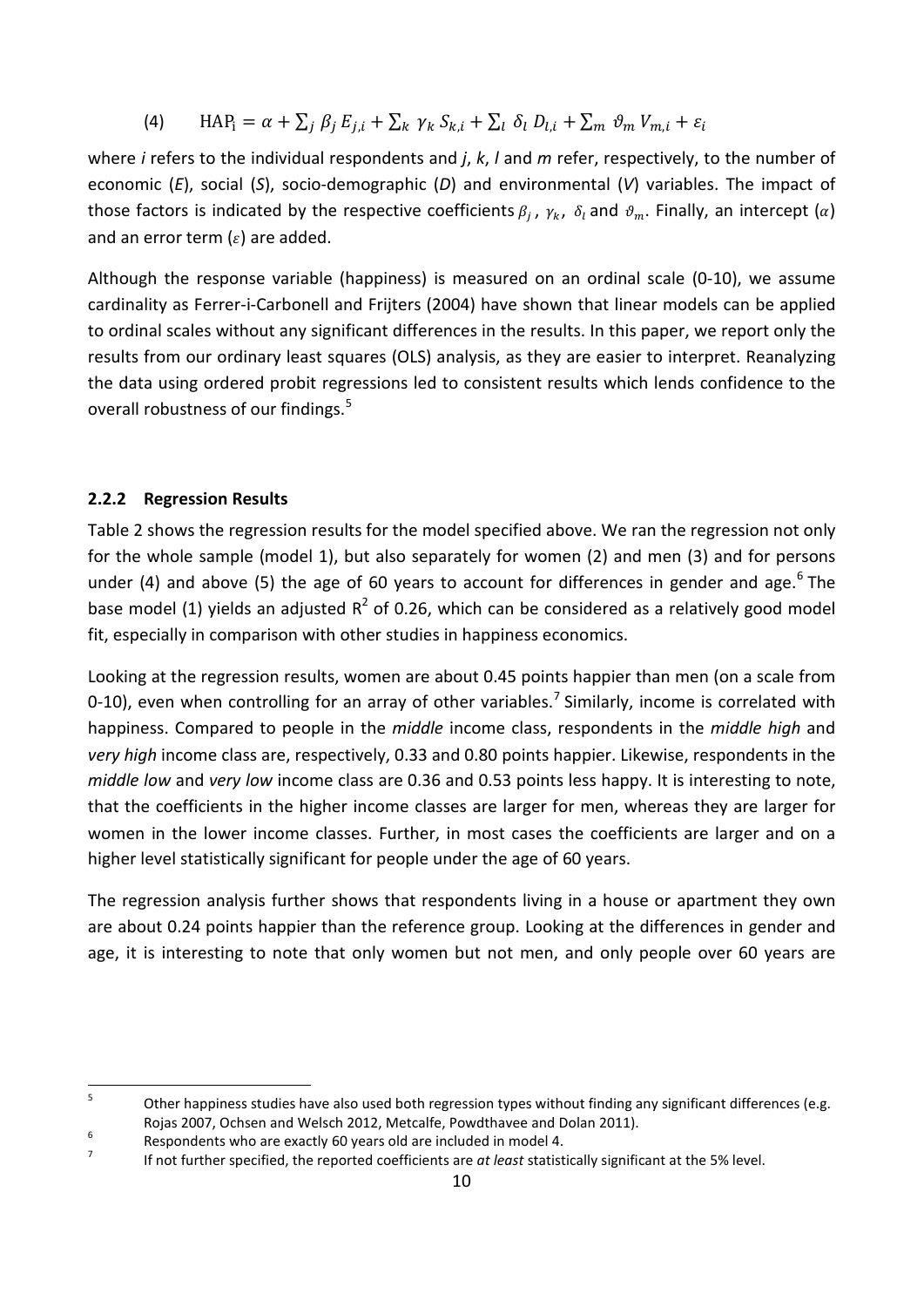$$\text{(4)} \qquad \text{HAP}_\text{i} = \alpha + \sum_j \beta_j E_{j,i} + \sum_k \gamma_k S_{k,i} + \sum_l \delta_l D_{l,i} + \sum_m \vartheta_m V_{m,i} + \varepsilon_i$$

where *i* refers to the individual respondents and *j*, *k*, *l* and *m* refer, respectively, to the number of economic (*E*), social (*S*), socio-demographic (*D*) and environmental (*V*) variables. The impact of those factors is indicated by the respective coefficients $\beta_j$, $\gamma_k$, $\delta_l$ and $\vartheta_m$. Finally, an intercept ($\alpha$) and an error term ($\varepsilon$) are added.

Although the response variable (happiness) is measured on an ordinal scale (0-10), we assume cardinality as Ferrer-i-Carbonell and Frijters (2004) have shown that linear models can be applied to ordinal scales without any significant differences in the results. In this paper, we report only the results from our ordinary least squares (OLS) analysis, as they are easier to interpret. Reanalyzing the data using ordered probit regressions led to consistent results which lends confidence to the overall robustness of our findings.[5]

### 2.2.2 Regression Results

Table 2 shows the regression results for the model specified above. We ran the regression not only for the whole sample (model 1), but also separately for women (2) and men (3) and for persons under (4) and above (5) the age of 60 years to account for differences in gender and age.[6] The base model (1) yields an adjusted $R^2$ of 0.26, which can be considered as a relatively good model fit, especially in comparison with other studies in happiness economics.

Looking at the regression results, women are about 0.45 points happier than men (on a scale from 0-10), even when controlling for an array of other variables.[7] Similarly, income is correlated with happiness. Compared to people in the *middle* income class, respondents in the *middle high* and *very high* income class are, respectively, 0.33 and 0.80 points happier. Likewise, respondents in the *middle low* and *very low* income class are 0.36 and 0.53 points less happy. It is interesting to note, that the coefficients in the higher income classes are larger for men, whereas they are larger for women in the lower income classes. Further, in most cases the coefficients are larger and on a higher level statistically significant for people under the age of 60 years.

The regression analysis further shows that respondents living in a house or apartment they own are about 0.24 points happier than the reference group. Looking at the differences in gender and age, it is interesting to note that only women but not men, and only people over 60 years are

---

[5] Other happiness studies have also used both regression types without finding any significant differences (e.g. Rojas 2007, Ochsen and Welsch 2012, Metcalfe, Powdthavee and Dolan 2011).

[6] Respondents who are exactly 60 years old are included in model 4.

[7] If not further specified, the reported coefficients are *at least* statistically significant at the 5% level.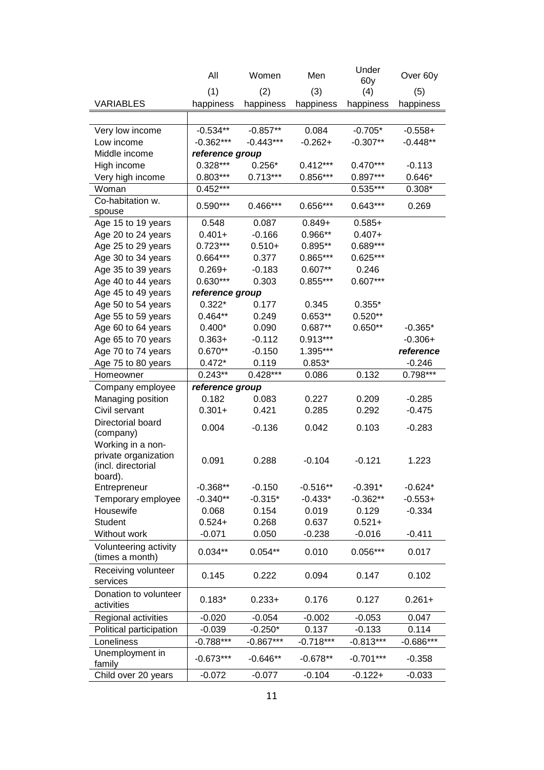| | All | Women | Men | Under 60y | Over 60y |
|---|---|---|---|---|---|
| | (1) | (2) | (3) | (4) | (5) |
| VARIABLES | happiness | happiness | happiness | happiness | happiness |
| | | | | | |
| Very low income | -0.534** | -0.857** | 0.084 | -0.705* | -0.558+ |
| Low income | -0.362*** | -0.443*** | -0.262+ | -0.307** | -0.448** |
| Middle income | ***reference group*** | | | | |
| High income | 0.328*** | 0.256* | 0.412*** | 0.470*** | -0.113 |
| Very high income | 0.803*** | 0.713*** | 0.856*** | 0.897*** | 0.646* |
| Woman | 0.452*** | | | 0.535*** | 0.308* |
| Co-habitation w. spouse | 0.590*** | 0.466*** | 0.656*** | 0.643*** | 0.269 |
| Age 15 to 19 years | 0.548 | 0.087 | 0.849+ | 0.585+ | |
| Age 20 to 24 years | 0.401+ | -0.166 | 0.966** | 0.407+ | |
| Age 25 to 29 years | 0.723*** | 0.510+ | 0.895** | 0.689*** | |
| Age 30 to 34 years | 0.664*** | 0.377 | 0.865*** | 0.625*** | |
| Age 35 to 39 years | 0.269+ | -0.183 | 0.607** | 0.246 | |
| Age 40 to 44 years | 0.630*** | 0.303 | 0.855*** | 0.607*** | |
| Age 45 to 49 years | ***reference group*** | | | | |
| Age 50 to 54 years | 0.322* | 0.177 | 0.345 | 0.355* | |
| Age 55 to 59 years | 0.464** | 0.249 | 0.653** | 0.520** | |
| Age 60 to 64 years | 0.400* | 0.090 | 0.687** | 0.650** | -0.365* |
| Age 65 to 70 years | 0.363+ | -0.112 | 0.913*** | | -0.306+ |
| Age 70 to 74 years | 0.670** | -0.150 | 1.395*** | | ***reference*** |
| Age 75 to 80 years | 0.472* | 0.119 | 0.853* | | -0.246 |
| Homeowner | 0.243** | 0.428*** | 0.086 | 0.132 | 0.798*** |
| Company employee | ***reference group*** | | | | |
| Managing position | 0.182 | 0.083 | 0.227 | 0.209 | -0.285 |
| Civil servant | 0.301+ | 0.421 | 0.285 | 0.292 | -0.475 |
| Directorial board (company) | 0.004 | -0.136 | 0.042 | 0.103 | -0.283 |
| Working in a non-private organization (incl. directorial board). | 0.091 | 0.288 | -0.104 | -0.121 | 1.223 |
| Entrepreneur | -0.368** | -0.150 | -0.516** | -0.391* | -0.624* |
| Temporary employee | -0.340** | -0.315* | -0.433* | -0.362** | -0.553+ |
| Housewife | 0.068 | 0.154 | 0.019 | 0.129 | -0.334 |
| Student | 0.524+ | 0.268 | 0.637 | 0.521+ | |
| Without work | -0.071 | 0.050 | -0.238 | -0.016 | -0.411 |
| Volunteering activity (times a month) | 0.034** | 0.054** | 0.010 | 0.056*** | 0.017 |
| Receiving volunteer services | 0.145 | 0.222 | 0.094 | 0.147 | 0.102 |
| Donation to volunteer activities | 0.183* | 0.233+ | 0.176 | 0.127 | 0.261+ |
| Regional activities | -0.020 | -0.054 | -0.002 | -0.053 | 0.047 |
| Political participation | -0.039 | -0.250* | 0.137 | -0.133 | 0.114 |
| Loneliness | -0.788*** | -0.867*** | -0.718*** | -0.813*** | -0.686*** |
| Unemployment in family | -0.673*** | -0.646** | -0.678** | -0.701*** | -0.358 |
| Child over 20 years | -0.072 | -0.077 | -0.104 | -0.122+ | -0.033 |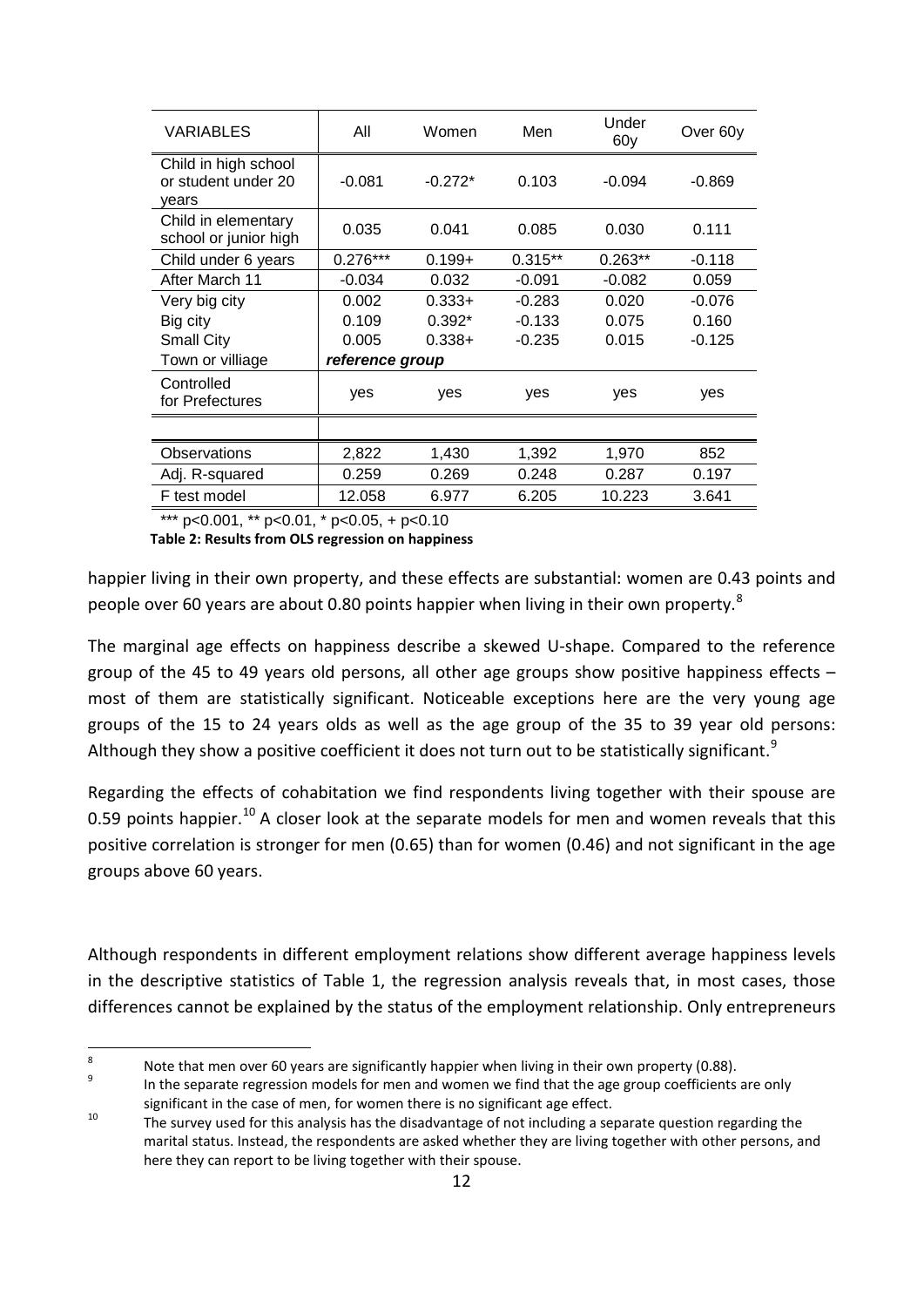| VARIABLES | All | Women | Men | Under 60y | Over 60y |
|---|---|---|---|---|---|
| Child in high school or student under 20 years | -0.081 | -0.272* | 0.103 | -0.094 | -0.869 |
| Child in elementary school or junior high | 0.035 | 0.041 | 0.085 | 0.030 | 0.111 |
| Child under 6 years | 0.276*** | 0.199+ | 0.315** | 0.263** | -0.118 |
| After March 11 | -0.034 | 0.032 | -0.091 | -0.082 | 0.059 |
| Very big city | 0.002 | 0.333+ | -0.283 | 0.020 | -0.076 |
| Big city | 0.109 | 0.392* | -0.133 | 0.075 | 0.160 |
| Small City | 0.005 | 0.338+ | -0.235 | 0.015 | -0.125 |
| Town or villiage | *reference group* | | | | |
| Controlled for Prefectures | yes | yes | yes | yes | yes |
| | | | | | |
| Observations | 2,822 | 1,430 | 1,392 | 1,970 | 852 |
| Adj. R-squared | 0.259 | 0.269 | 0.248 | 0.287 | 0.197 |
| F test model | 12.058 | 6.977 | 6.205 | 10.223 | 3.641 |

*** p<0.001, ** p<0.01, * p<0.05, + p<0.10

**Table 2: Results from OLS regression on happiness**

happier living in their own property, and these effects are substantial: women are 0.43 points and people over 60 years are about 0.80 points happier when living in their own property.[8]

The marginal age effects on happiness describe a skewed U-shape. Compared to the reference group of the 45 to 49 years old persons, all other age groups show positive happiness effects – most of them are statistically significant. Noticeable exceptions here are the very young age groups of the 15 to 24 years olds as well as the age group of the 35 to 39 year old persons: Although they show a positive coefficient it does not turn out to be statistically significant.[9]

Regarding the effects of cohabitation we find respondents living together with their spouse are 0.59 points happier.[10] A closer look at the separate models for men and women reveals that this positive correlation is stronger for men (0.65) than for women (0.46) and not significant in the age groups above 60 years.

Although respondents in different employment relations show different average happiness levels in the descriptive statistics of Table 1, the regression analysis reveals that, in most cases, those differences cannot be explained by the status of the employment relationship. Only entrepreneurs

---

[8] Note that men over 60 years are significantly happier when living in their own property (0.88).

[9] In the separate regression models for men and women we find that the age group coefficients are only significant in the case of men, for women there is no significant age effect.

[10] The survey used for this analysis has the disadvantage of not including a separate question regarding the marital status. Instead, the respondents are asked whether they are living together with other persons, and here they can report to be living together with their spouse.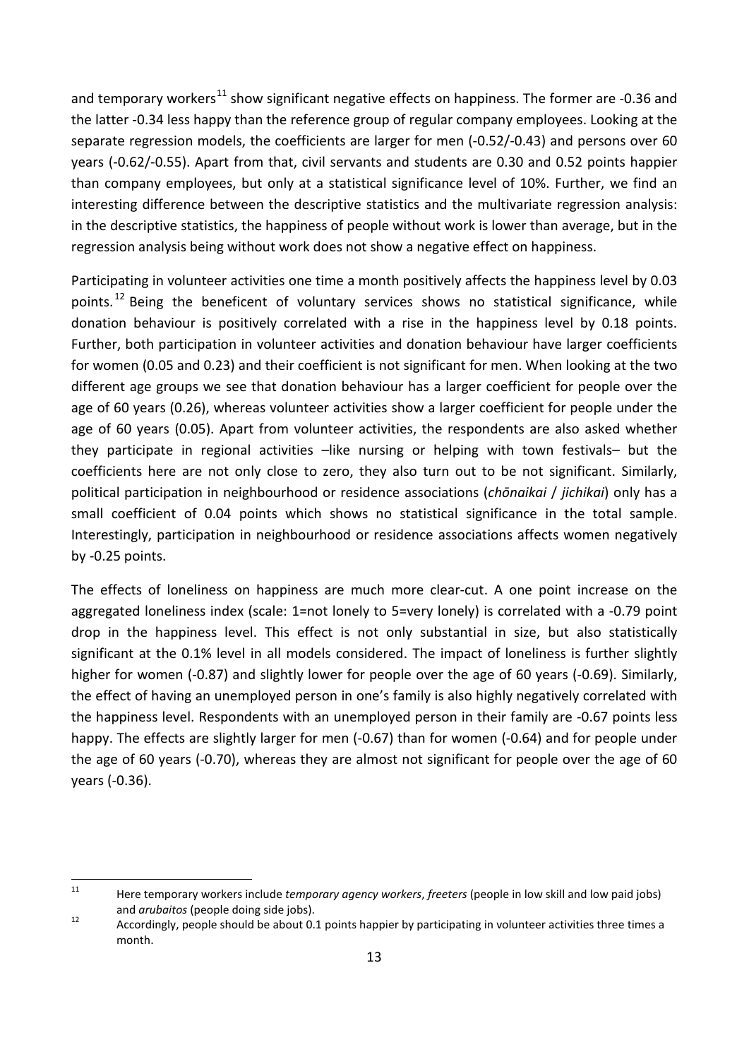and temporary workers[11] show significant negative effects on happiness. The former are -0.36 and the latter -0.34 less happy than the reference group of regular company employees. Looking at the separate regression models, the coefficients are larger for men (-0.52/-0.43) and persons over 60 years (-0.62/-0.55). Apart from that, civil servants and students are 0.30 and 0.52 points happier than company employees, but only at a statistical significance level of 10%. Further, we find an interesting difference between the descriptive statistics and the multivariate regression analysis: in the descriptive statistics, the happiness of people without work is lower than average, but in the regression analysis being without work does not show a negative effect on happiness.

Participating in volunteer activities one time a month positively affects the happiness level by 0.03 points.[12] Being the beneficent of voluntary services shows no statistical significance, while donation behaviour is positively correlated with a rise in the happiness level by 0.18 points. Further, both participation in volunteer activities and donation behaviour have larger coefficients for women (0.05 and 0.23) and their coefficient is not significant for men. When looking at the two different age groups we see that donation behaviour has a larger coefficient for people over the age of 60 years (0.26), whereas volunteer activities show a larger coefficient for people under the age of 60 years (0.05). Apart from volunteer activities, the respondents are also asked whether they participate in regional activities –like nursing or helping with town festivals– but the coefficients here are not only close to zero, they also turn out to be not significant. Similarly, political participation in neighbourhood or residence associations (*chōnaikai* / *jichikai*) only has a small coefficient of 0.04 points which shows no statistical significance in the total sample. Interestingly, participation in neighbourhood or residence associations affects women negatively by -0.25 points.

The effects of loneliness on happiness are much more clear-cut. A one point increase on the aggregated loneliness index (scale: 1=not lonely to 5=very lonely) is correlated with a -0.79 point drop in the happiness level. This effect is not only substantial in size, but also statistically significant at the 0.1% level in all models considered. The impact of loneliness is further slightly higher for women (-0.87) and slightly lower for people over the age of 60 years (-0.69). Similarly, the effect of having an unemployed person in one's family is also highly negatively correlated with the happiness level. Respondents with an unemployed person in their family are -0.67 points less happy. The effects are slightly larger for men (-0.67) than for women (-0.64) and for people under the age of 60 years (-0.70), whereas they are almost not significant for people over the age of 60 years (-0.36).

---

[11] Here temporary workers include *temporary agency workers*, *freeters* (people in low skill and low paid jobs) and *arubaitos* (people doing side jobs).

[12] Accordingly, people should be about 0.1 points happier by participating in volunteer activities three times a month.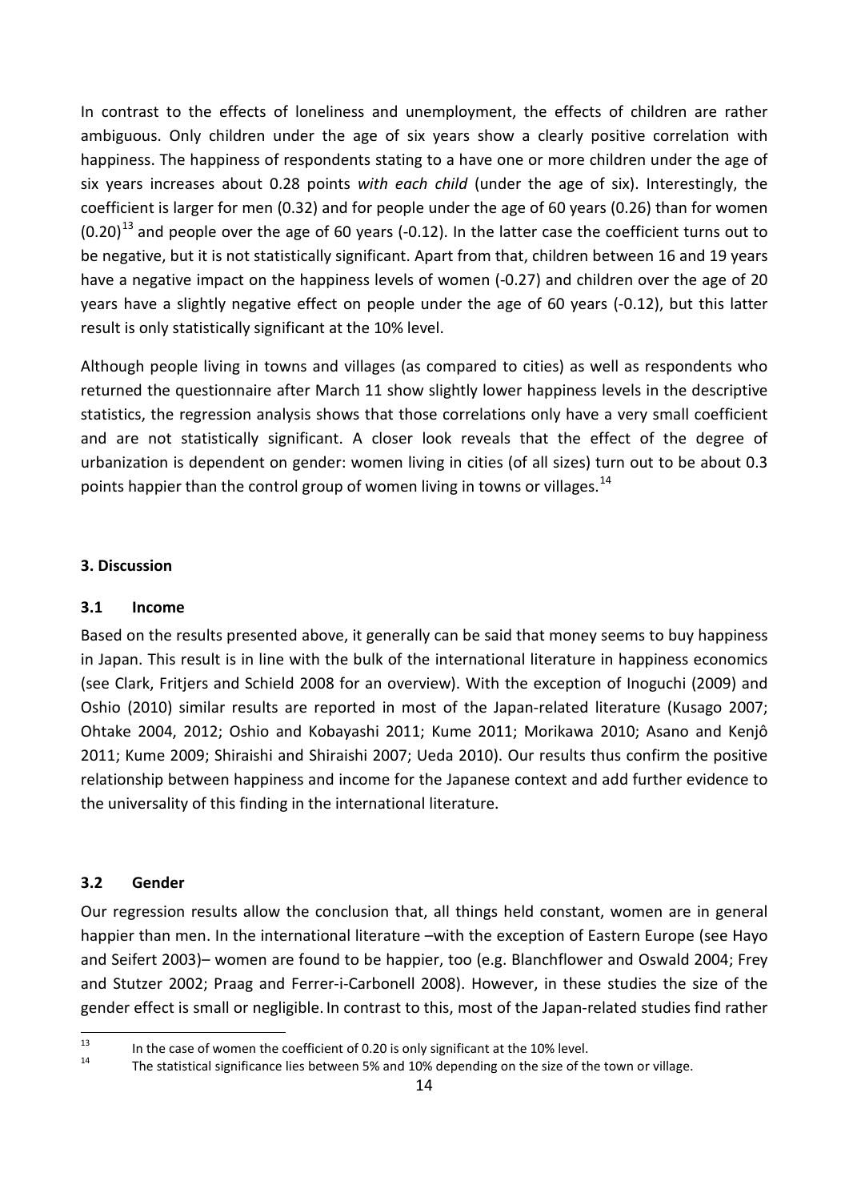In contrast to the effects of loneliness and unemployment, the effects of children are rather ambiguous. Only children under the age of six years show a clearly positive correlation with happiness. The happiness of respondents stating to a have one or more children under the age of six years increases about 0.28 points *with each child* (under the age of six). Interestingly, the coefficient is larger for men (0.32) and for people under the age of 60 years (0.26) than for women (0.20)[13] and people over the age of 60 years (-0.12). In the latter case the coefficient turns out to be negative, but it is not statistically significant. Apart from that, children between 16 and 19 years have a negative impact on the happiness levels of women (-0.27) and children over the age of 20 years have a slightly negative effect on people under the age of 60 years (-0.12), but this latter result is only statistically significant at the 10% level.

Although people living in towns and villages (as compared to cities) as well as respondents who returned the questionnaire after March 11 show slightly lower happiness levels in the descriptive statistics, the regression analysis shows that those correlations only have a very small coefficient and are not statistically significant. A closer look reveals that the effect of the degree of urbanization is dependent on gender: women living in cities (of all sizes) turn out to be about 0.3 points happier than the control group of women living in towns or villages.[14]

### 3. Discussion

### 3.1 Income

Based on the results presented above, it generally can be said that money seems to buy happiness in Japan. This result is in line with the bulk of the international literature in happiness economics (see Clark, Fritjers and Schield 2008 for an overview). With the exception of Inoguchi (2009) and Oshio (2010) similar results are reported in most of the Japan-related literature (Kusago 2007; Ohtake 2004, 2012; Oshio and Kobayashi 2011; Kume 2011; Morikawa 2010; Asano and Kenjô 2011; Kume 2009; Shiraishi and Shiraishi 2007; Ueda 2010). Our results thus confirm the positive relationship between happiness and income for the Japanese context and add further evidence to the universality of this finding in the international literature.

### 3.2 Gender

Our regression results allow the conclusion that, all things held constant, women are in general happier than men. In the international literature –with the exception of Eastern Europe (see Hayo and Seifert 2003)– women are found to be happier, too (e.g. Blanchflower and Oswald 2004; Frey and Stutzer 2002; Praag and Ferrer-i-Carbonell 2008). However, in these studies the size of the gender effect is small or negligible. In contrast to this, most of the Japan-related studies find rather

[13] In the case of women the coefficient of 0.20 is only significant at the 10% level.

[14] The statistical significance lies between 5% and 10% depending on the size of the town or village.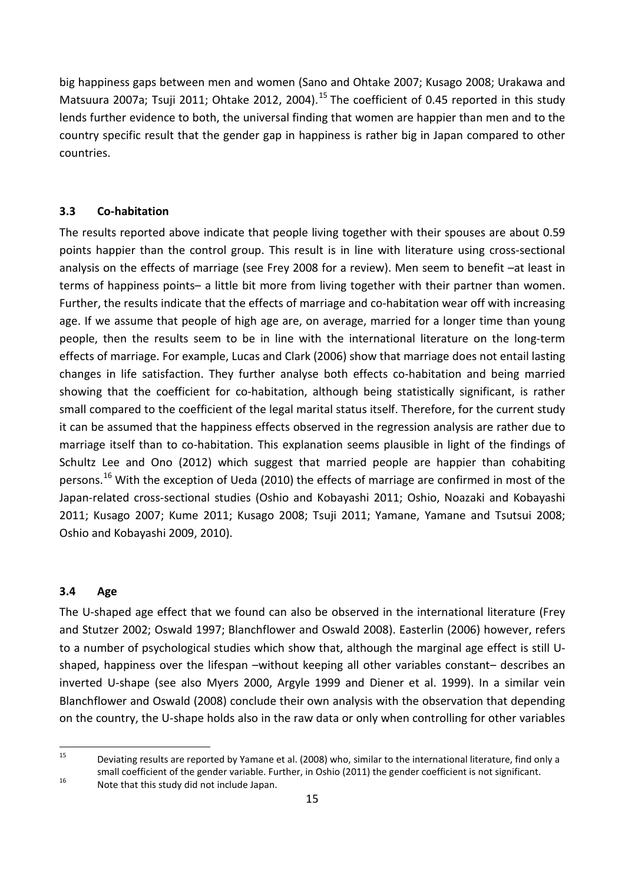big happiness gaps between men and women (Sano and Ohtake 2007; Kusago 2008; Urakawa and Matsuura 2007a; Tsuji 2011; Ohtake 2012, 2004).[15] The coefficient of 0.45 reported in this study lends further evidence to both, the universal finding that women are happier than men and to the country specific result that the gender gap in happiness is rather big in Japan compared to other countries.

### 3.3 Co-habitation

The results reported above indicate that people living together with their spouses are about 0.59 points happier than the control group. This result is in line with literature using cross-sectional analysis on the effects of marriage (see Frey 2008 for a review). Men seem to benefit –at least in terms of happiness points– a little bit more from living together with their partner than women. Further, the results indicate that the effects of marriage and co-habitation wear off with increasing age. If we assume that people of high age are, on average, married for a longer time than young people, then the results seem to be in line with the international literature on the long-term effects of marriage. For example, Lucas and Clark (2006) show that marriage does not entail lasting changes in life satisfaction. They further analyse both effects co-habitation and being married showing that the coefficient for co-habitation, although being statistically significant, is rather small compared to the coefficient of the legal marital status itself. Therefore, for the current study it can be assumed that the happiness effects observed in the regression analysis are rather due to marriage itself than to co-habitation. This explanation seems plausible in light of the findings of Schultz Lee and Ono (2012) which suggest that married people are happier than cohabiting persons.[16] With the exception of Ueda (2010) the effects of marriage are confirmed in most of the Japan-related cross-sectional studies (Oshio and Kobayashi 2011; Oshio, Noazaki and Kobayashi 2011; Kusago 2007; Kume 2011; Kusago 2008; Tsuji 2011; Yamane, Yamane and Tsutsui 2008; Oshio and Kobayashi 2009, 2010).

### 3.4 Age

The U-shaped age effect that we found can also be observed in the international literature (Frey and Stutzer 2002; Oswald 1997; Blanchflower and Oswald 2008). Easterlin (2006) however, refers to a number of psychological studies which show that, although the marginal age effect is still U-shaped, happiness over the lifespan –without keeping all other variables constant– describes an inverted U-shape (see also Myers 2000, Argyle 1999 and Diener et al. 1999). In a similar vein Blanchflower and Oswald (2008) conclude their own analysis with the observation that depending on the country, the U-shape holds also in the raw data or only when controlling for other variables

---

[15] Deviating results are reported by Yamane et al. (2008) who, similar to the international literature, find only a small coefficient of the gender variable. Further, in Oshio (2011) the gender coefficient is not significant.

[16] Note that this study did not include Japan.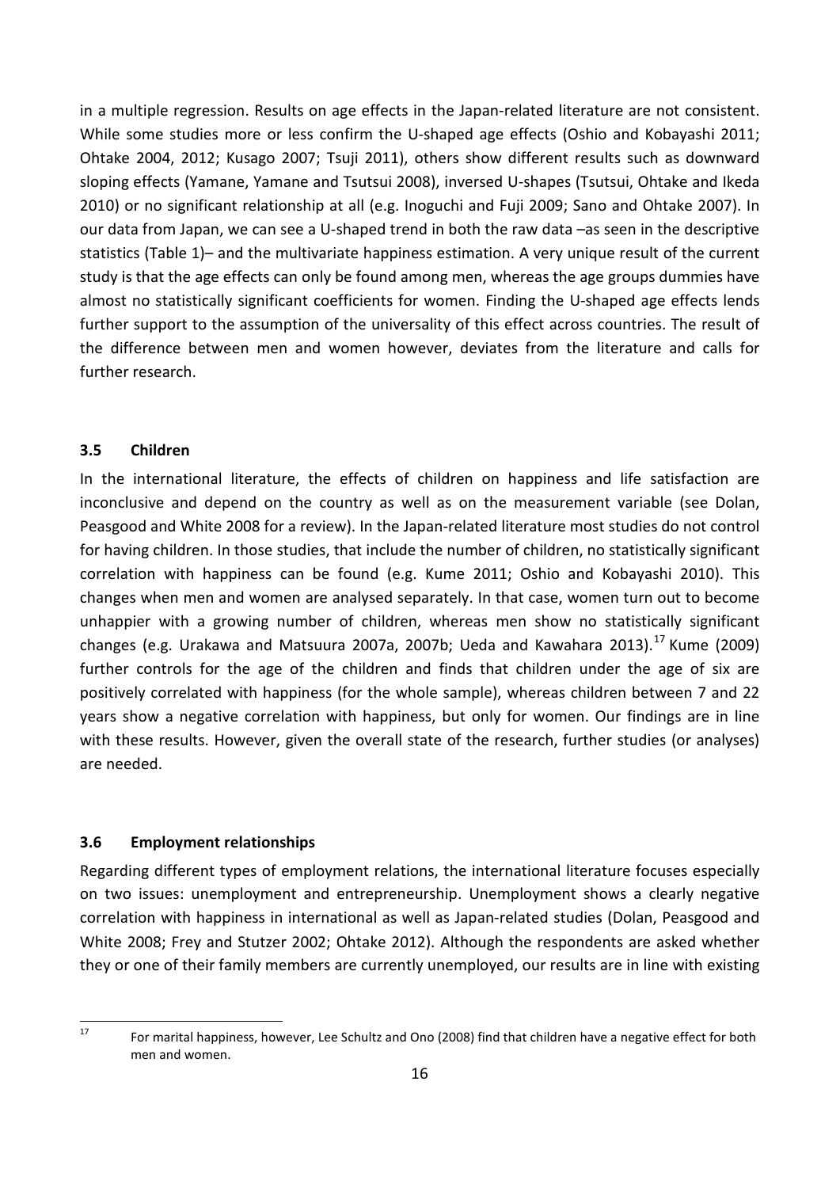in a multiple regression. Results on age effects in the Japan-related literature are not consistent. While some studies more or less confirm the U-shaped age effects (Oshio and Kobayashi 2011; Ohtake 2004, 2012; Kusago 2007; Tsuji 2011), others show different results such as downward sloping effects (Yamane, Yamane and Tsutsui 2008), inversed U-shapes (Tsutsui, Ohtake and Ikeda 2010) or no significant relationship at all (e.g. Inoguchi and Fuji 2009; Sano and Ohtake 2007). In our data from Japan, we can see a U-shaped trend in both the raw data –as seen in the descriptive statistics (Table 1)– and the multivariate happiness estimation. A very unique result of the current study is that the age effects can only be found among men, whereas the age groups dummies have almost no statistically significant coefficients for women. Finding the U-shaped age effects lends further support to the assumption of the universality of this effect across countries. The result of the difference between men and women however, deviates from the literature and calls for further research.

### 3.5 Children

In the international literature, the effects of children on happiness and life satisfaction are inconclusive and depend on the country as well as on the measurement variable (see Dolan, Peasgood and White 2008 for a review). In the Japan-related literature most studies do not control for having children. In those studies, that include the number of children, no statistically significant correlation with happiness can be found (e.g. Kume 2011; Oshio and Kobayashi 2010). This changes when men and women are analysed separately. In that case, women turn out to become unhappier with a growing number of children, whereas men show no statistically significant changes (e.g. Urakawa and Matsuura 2007a, 2007b; Ueda and Kawahara 2013).[17] Kume (2009) further controls for the age of the children and finds that children under the age of six are positively correlated with happiness (for the whole sample), whereas children between 7 and 22 years show a negative correlation with happiness, but only for women. Our findings are in line with these results. However, given the overall state of the research, further studies (or analyses) are needed.

### 3.6 Employment relationships

Regarding different types of employment relations, the international literature focuses especially on two issues: unemployment and entrepreneurship. Unemployment shows a clearly negative correlation with happiness in international as well as Japan-related studies (Dolan, Peasgood and White 2008; Frey and Stutzer 2002; Ohtake 2012). Although the respondents are asked whether they or one of their family members are currently unemployed, our results are in line with existing

[17] For marital happiness, however, Lee Schultz and Ono (2008) find that children have a negative effect for both men and women.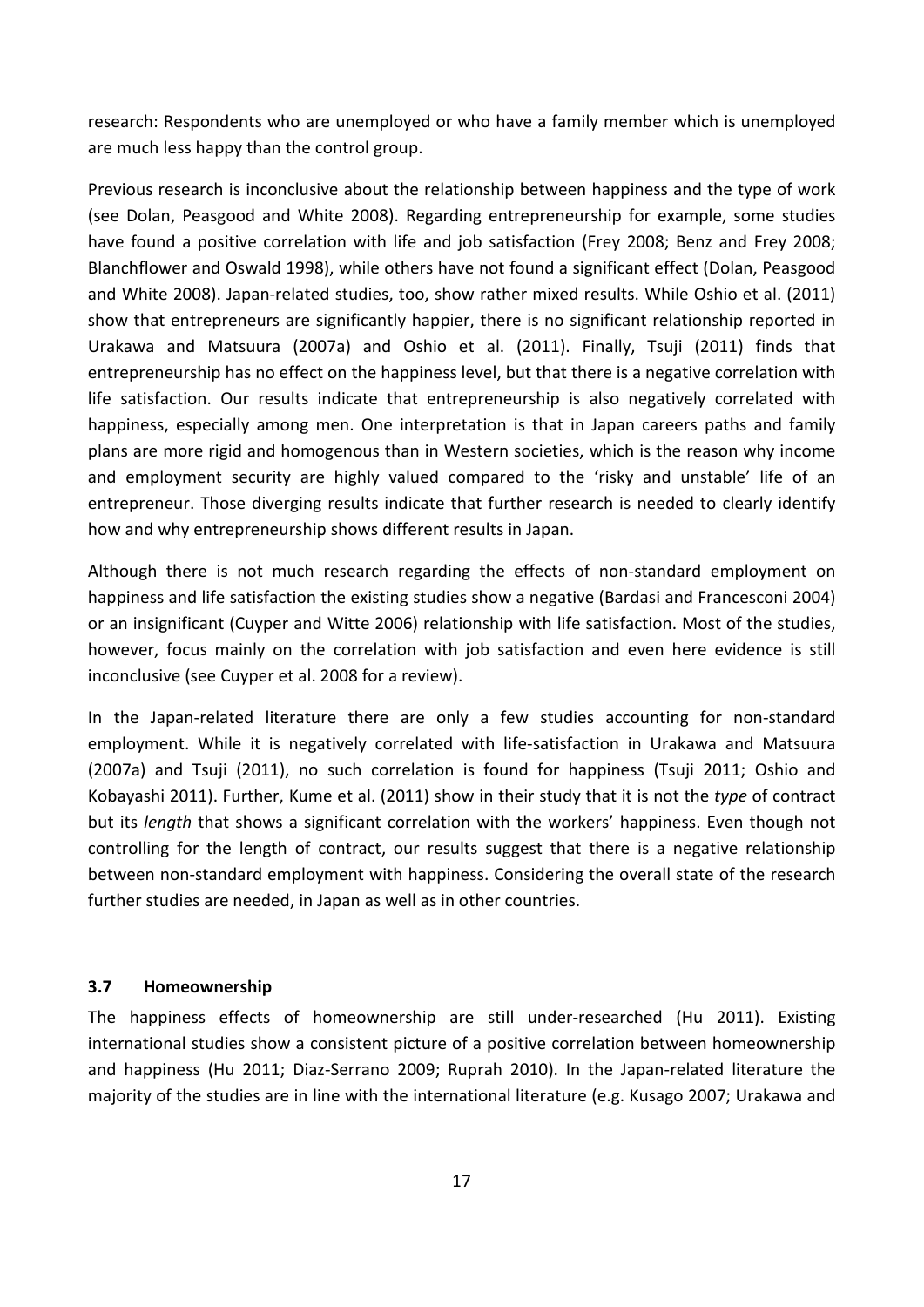research: Respondents who are unemployed or who have a family member which is unemployed are much less happy than the control group.

Previous research is inconclusive about the relationship between happiness and the type of work (see Dolan, Peasgood and White 2008). Regarding entrepreneurship for example, some studies have found a positive correlation with life and job satisfaction (Frey 2008; Benz and Frey 2008; Blanchflower and Oswald 1998), while others have not found a significant effect (Dolan, Peasgood and White 2008). Japan-related studies, too, show rather mixed results. While Oshio et al. (2011) show that entrepreneurs are significantly happier, there is no significant relationship reported in Urakawa and Matsuura (2007a) and Oshio et al. (2011). Finally, Tsuji (2011) finds that entrepreneurship has no effect on the happiness level, but that there is a negative correlation with life satisfaction. Our results indicate that entrepreneurship is also negatively correlated with happiness, especially among men. One interpretation is that in Japan careers paths and family plans are more rigid and homogenous than in Western societies, which is the reason why income and employment security are highly valued compared to the 'risky and unstable' life of an entrepreneur. Those diverging results indicate that further research is needed to clearly identify how and why entrepreneurship shows different results in Japan.

Although there is not much research regarding the effects of non-standard employment on happiness and life satisfaction the existing studies show a negative (Bardasi and Francesconi 2004) or an insignificant (Cuyper and Witte 2006) relationship with life satisfaction. Most of the studies, however, focus mainly on the correlation with job satisfaction and even here evidence is still inconclusive (see Cuyper et al. 2008 for a review).

In the Japan-related literature there are only a few studies accounting for non-standard employment. While it is negatively correlated with life-satisfaction in Urakawa and Matsuura (2007a) and Tsuji (2011), no such correlation is found for happiness (Tsuji 2011; Oshio and Kobayashi 2011). Further, Kume et al. (2011) show in their study that it is not the *type* of contract but its *length* that shows a significant correlation with the workers' happiness. Even though not controlling for the length of contract, our results suggest that there is a negative relationship between non-standard employment with happiness. Considering the overall state of the research further studies are needed, in Japan as well as in other countries.

### 3.7 Homeownership

The happiness effects of homeownership are still under-researched (Hu 2011). Existing international studies show a consistent picture of a positive correlation between homeownership and happiness (Hu 2011; Diaz-Serrano 2009; Ruprah 2010). In the Japan-related literature the majority of the studies are in line with the international literature (e.g. Kusago 2007; Urakawa and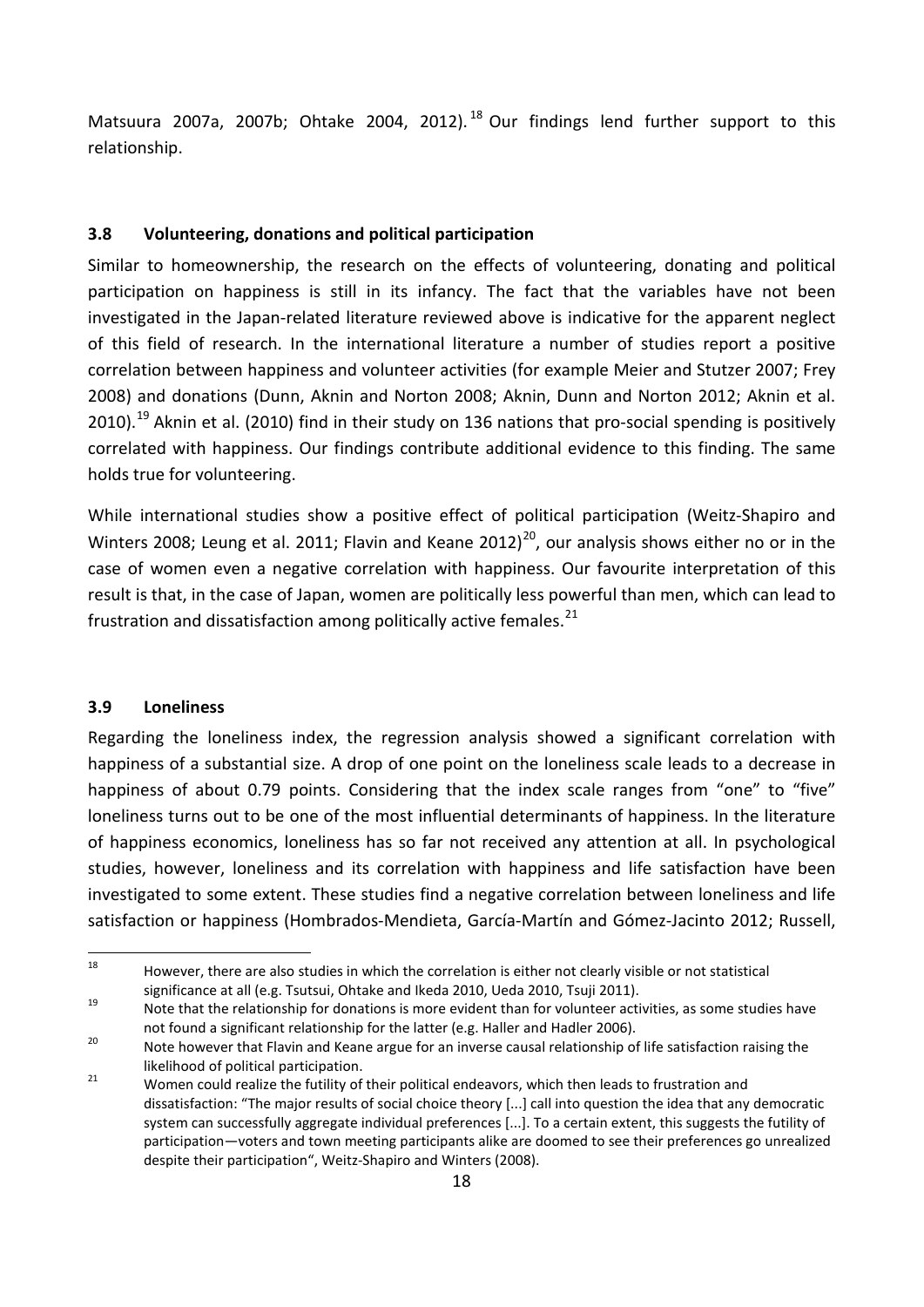Matsuura 2007a, 2007b; Ohtake 2004, 2012).[18] Our findings lend further support to this relationship.

### 3.8 Volunteering, donations and political participation

Similar to homeownership, the research on the effects of volunteering, donating and political participation on happiness is still in its infancy. The fact that the variables have not been investigated in the Japan-related literature reviewed above is indicative for the apparent neglect of this field of research. In the international literature a number of studies report a positive correlation between happiness and volunteer activities (for example Meier and Stutzer 2007; Frey 2008) and donations (Dunn, Aknin and Norton 2008; Aknin, Dunn and Norton 2012; Aknin et al. 2010).[19] Aknin et al. (2010) find in their study on 136 nations that pro-social spending is positively correlated with happiness. Our findings contribute additional evidence to this finding. The same holds true for volunteering.

While international studies show a positive effect of political participation (Weitz-Shapiro and Winters 2008; Leung et al. 2011; Flavin and Keane 2012)[20], our analysis shows either no or in the case of women even a negative correlation with happiness. Our favourite interpretation of this result is that, in the case of Japan, women are politically less powerful than men, which can lead to frustration and dissatisfaction among politically active females.[21]

### 3.9 Loneliness

Regarding the loneliness index, the regression analysis showed a significant correlation with happiness of a substantial size. A drop of one point on the loneliness scale leads to a decrease in happiness of about 0.79 points. Considering that the index scale ranges from "one" to "five" loneliness turns out to be one of the most influential determinants of happiness. In the literature of happiness economics, loneliness has so far not received any attention at all. In psychological studies, however, loneliness and its correlation with happiness and life satisfaction have been investigated to some extent. These studies find a negative correlation between loneliness and life satisfaction or happiness (Hombrados-Mendieta, García-Martín and Gómez-Jacinto 2012; Russell,

---

[18] However, there are also studies in which the correlation is either not clearly visible or not statistical significance at all (e.g. Tsutsui, Ohtake and Ikeda 2010, Ueda 2010, Tsuji 2011).

[19] Note that the relationship for donations is more evident than for volunteer activities, as some studies have not found a significant relationship for the latter (e.g. Haller and Hadler 2006).

[20] Note however that Flavin and Keane argue for an inverse causal relationship of life satisfaction raising the likelihood of political participation.

[21] Women could realize the futility of their political endeavors, which then leads to frustration and dissatisfaction: "The major results of social choice theory [...] call into question the idea that any democratic system can successfully aggregate individual preferences [...]. To a certain extent, this suggests the futility of participation—voters and town meeting participants alike are doomed to see their preferences go unrealized despite their participation", Weitz-Shapiro and Winters (2008).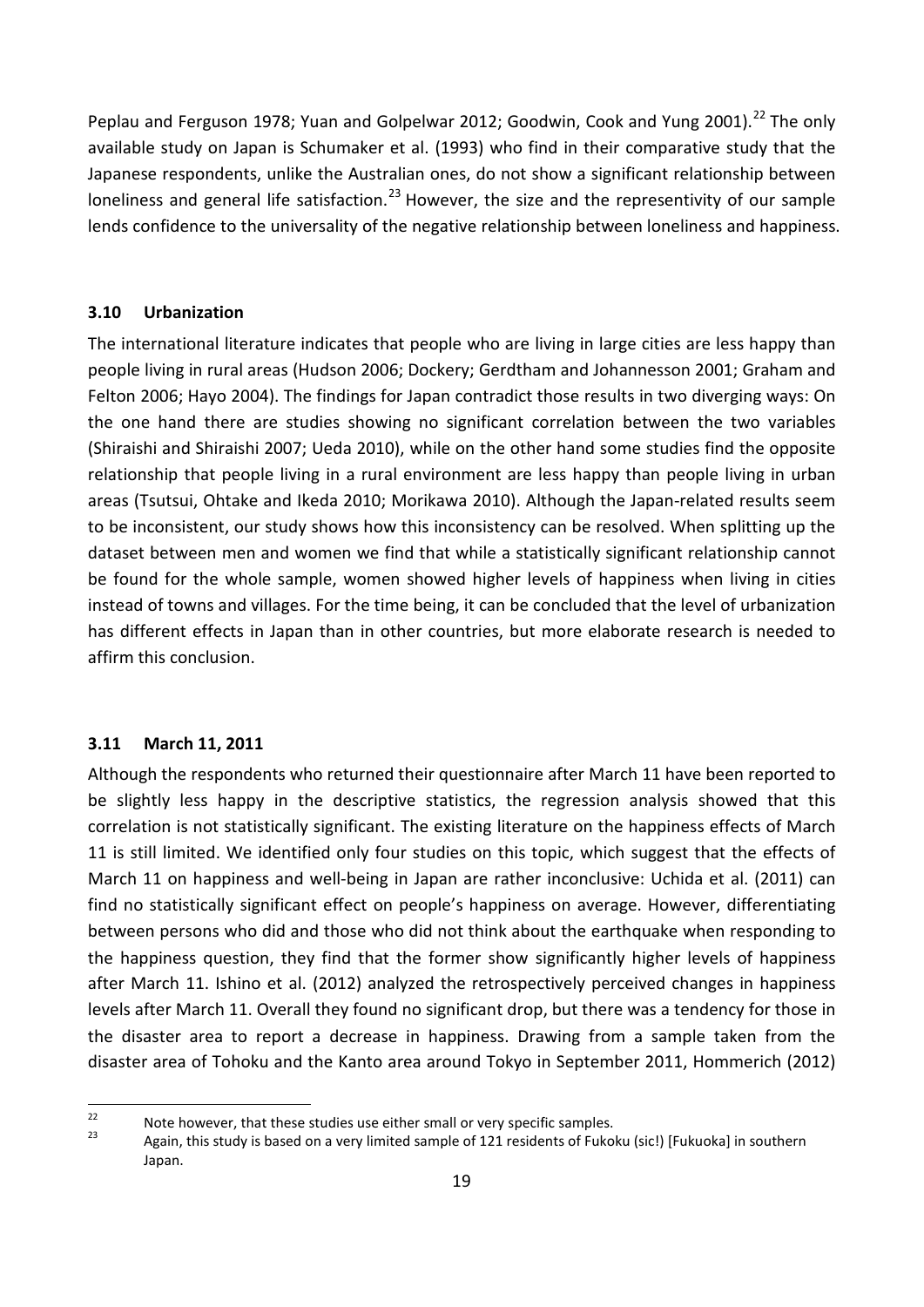Peplau and Ferguson 1978; Yuan and Golpelwar 2012; Goodwin, Cook and Yung 2001).[22] The only available study on Japan is Schumaker et al. (1993) who find in their comparative study that the Japanese respondents, unlike the Australian ones, do not show a significant relationship between loneliness and general life satisfaction.[23] However, the size and the representivity of our sample lends confidence to the universality of the negative relationship between loneliness and happiness.

### 3.10 Urbanization

The international literature indicates that people who are living in large cities are less happy than people living in rural areas (Hudson 2006; Dockery; Gerdtham and Johannesson 2001; Graham and Felton 2006; Hayo 2004). The findings for Japan contradict those results in two diverging ways: On the one hand there are studies showing no significant correlation between the two variables (Shiraishi and Shiraishi 2007; Ueda 2010), while on the other hand some studies find the opposite relationship that people living in a rural environment are less happy than people living in urban areas (Tsutsui, Ohtake and Ikeda 2010; Morikawa 2010). Although the Japan-related results seem to be inconsistent, our study shows how this inconsistency can be resolved. When splitting up the dataset between men and women we find that while a statistically significant relationship cannot be found for the whole sample, women showed higher levels of happiness when living in cities instead of towns and villages. For the time being, it can be concluded that the level of urbanization has different effects in Japan than in other countries, but more elaborate research is needed to affirm this conclusion.

### 3.11 March 11, 2011

Although the respondents who returned their questionnaire after March 11 have been reported to be slightly less happy in the descriptive statistics, the regression analysis showed that this correlation is not statistically significant. The existing literature on the happiness effects of March 11 is still limited. We identified only four studies on this topic, which suggest that the effects of March 11 on happiness and well-being in Japan are rather inconclusive: Uchida et al. (2011) can find no statistically significant effect on people's happiness on average. However, differentiating between persons who did and those who did not think about the earthquake when responding to the happiness question, they find that the former show significantly higher levels of happiness after March 11. Ishino et al. (2012) analyzed the retrospectively perceived changes in happiness levels after March 11. Overall they found no significant drop, but there was a tendency for those in the disaster area to report a decrease in happiness. Drawing from a sample taken from the disaster area of Tohoku and the Kanto area around Tokyo in September 2011, Hommerich (2012)

---

[22] Note however, that these studies use either small or very specific samples.

[23] Again, this study is based on a very limited sample of 121 residents of Fukoku (sic!) [Fukuoka] in southern Japan.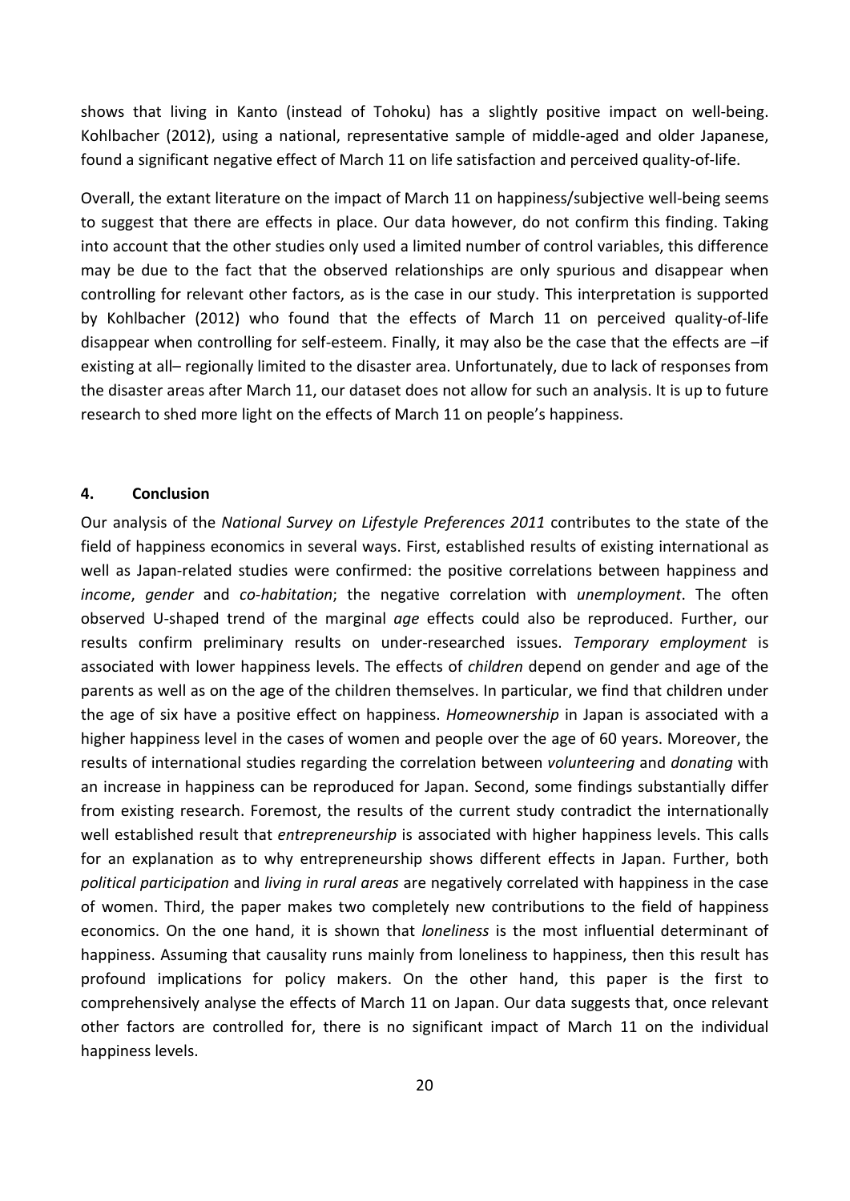shows that living in Kanto (instead of Tohoku) has a slightly positive impact on well-being. Kohlbacher (2012), using a national, representative sample of middle-aged and older Japanese, found a significant negative effect of March 11 on life satisfaction and perceived quality-of-life.

Overall, the extant literature on the impact of March 11 on happiness/subjective well-being seems to suggest that there are effects in place. Our data however, do not confirm this finding. Taking into account that the other studies only used a limited number of control variables, this difference may be due to the fact that the observed relationships are only spurious and disappear when controlling for relevant other factors, as is the case in our study. This interpretation is supported by Kohlbacher (2012) who found that the effects of March 11 on perceived quality-of-life disappear when controlling for self-esteem. Finally, it may also be the case that the effects are –if existing at all– regionally limited to the disaster area. Unfortunately, due to lack of responses from the disaster areas after March 11, our dataset does not allow for such an analysis. It is up to future research to shed more light on the effects of March 11 on people's happiness.

## 4. Conclusion

Our analysis of the *National Survey on Lifestyle Preferences 2011* contributes to the state of the field of happiness economics in several ways. First, established results of existing international as well as Japan-related studies were confirmed: the positive correlations between happiness and *income*, *gender* and *co-habitation*; the negative correlation with *unemployment*. The often observed U-shaped trend of the marginal *age* effects could also be reproduced. Further, our results confirm preliminary results on under-researched issues. *Temporary employment* is associated with lower happiness levels. The effects of *children* depend on gender and age of the parents as well as on the age of the children themselves. In particular, we find that children under the age of six have a positive effect on happiness. *Homeownership* in Japan is associated with a higher happiness level in the cases of women and people over the age of 60 years. Moreover, the results of international studies regarding the correlation between *volunteering* and *donating* with an increase in happiness can be reproduced for Japan. Second, some findings substantially differ from existing research. Foremost, the results of the current study contradict the internationally well established result that *entrepreneurship* is associated with higher happiness levels. This calls for an explanation as to why entrepreneurship shows different effects in Japan. Further, both *political participation* and *living in rural areas* are negatively correlated with happiness in the case of women. Third, the paper makes two completely new contributions to the field of happiness economics. On the one hand, it is shown that *loneliness* is the most influential determinant of happiness. Assuming that causality runs mainly from loneliness to happiness, then this result has profound implications for policy makers. On the other hand, this paper is the first to comprehensively analyse the effects of March 11 on Japan. Our data suggests that, once relevant other factors are controlled for, there is no significant impact of March 11 on the individual happiness levels.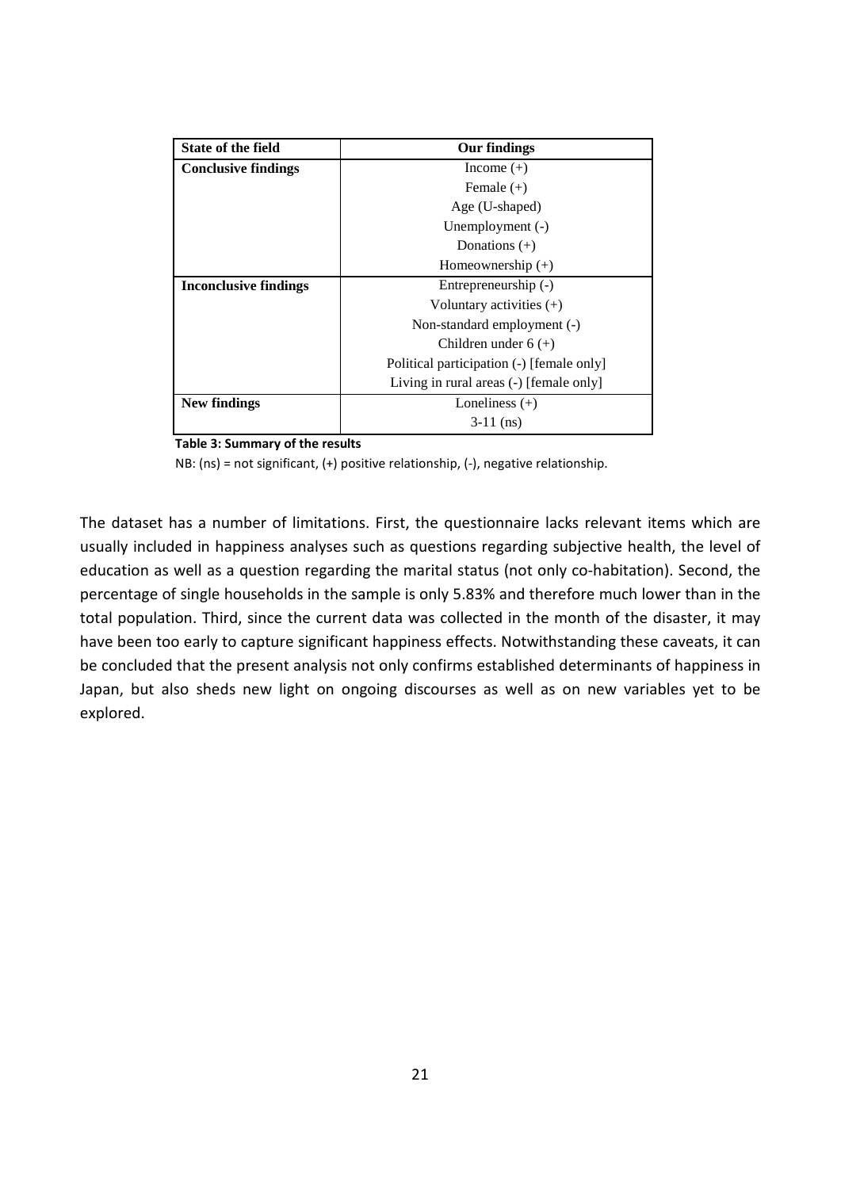| State of the field | Our findings |
|---|---|
| **Conclusive findings** | Income (+) |
| | Female (+) |
| | Age (U-shaped) |
| | Unemployment (-) |
| | Donations (+) |
| | Homeownership (+) |
| **Inconclusive findings** | Entrepreneurship (-) |
| | Voluntary activities (+) |
| | Non-standard employment (-) |
| | Children under 6 (+) |
| | Political participation (-) [female only] |
| | Living in rural areas (-) [female only] |
| **New findings** | Loneliness (+) |
| | 3-11 (ns) |

**Table 3: Summary of the results**

NB: (ns) = not significant, (+) positive relationship, (-), negative relationship.

The dataset has a number of limitations. First, the questionnaire lacks relevant items which are usually included in happiness analyses such as questions regarding subjective health, the level of education as well as a question regarding the marital status (not only co-habitation). Second, the percentage of single households in the sample is only 5.83% and therefore much lower than in the total population. Third, since the current data was collected in the month of the disaster, it may have been too early to capture significant happiness effects. Notwithstanding these caveats, it can be concluded that the present analysis not only confirms established determinants of happiness in Japan, but also sheds new light on ongoing discourses as well as on new variables yet to be explored.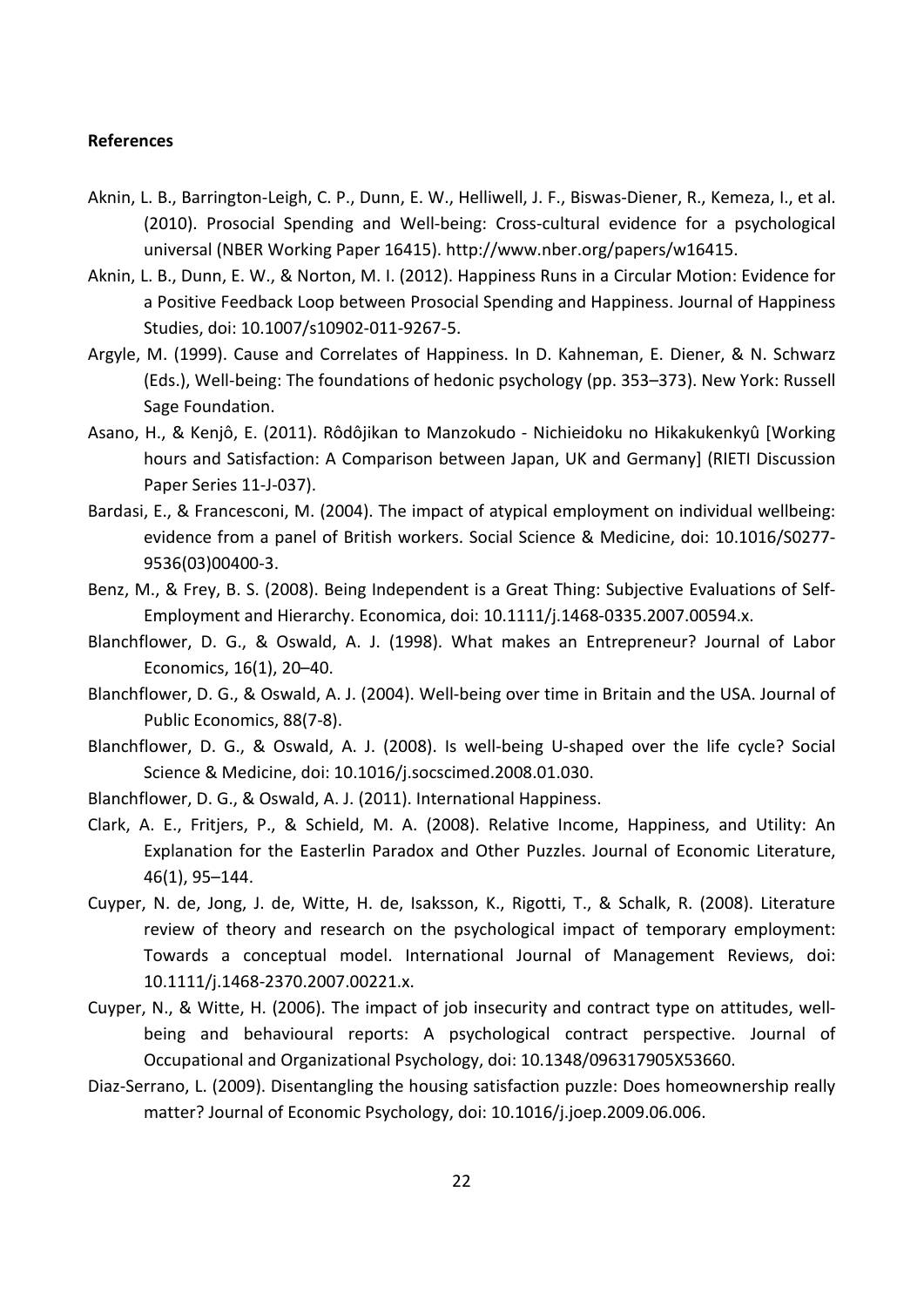**References**

Aknin, L. B., Barrington-Leigh, C. P., Dunn, E. W., Helliwell, J. F., Biswas-Diener, R., Kemeza, I., et al. (2010). Prosocial Spending and Well-being: Cross-cultural evidence for a psychological universal (NBER Working Paper 16415). http://www.nber.org/papers/w16415.

Aknin, L. B., Dunn, E. W., & Norton, M. I. (2012). Happiness Runs in a Circular Motion: Evidence for a Positive Feedback Loop between Prosocial Spending and Happiness. Journal of Happiness Studies, doi: 10.1007/s10902-011-9267-5.

Argyle, M. (1999). Cause and Correlates of Happiness. In D. Kahneman, E. Diener, & N. Schwarz (Eds.), Well-being: The foundations of hedonic psychology (pp. 353–373). New York: Russell Sage Foundation.

Asano, H., & Kenjô, E. (2011). Rôdôjikan to Manzokudo - Nichieidoku no Hikakukenkyû [Working hours and Satisfaction: A Comparison between Japan, UK and Germany] (RIETI Discussion Paper Series 11-J-037).

Bardasi, E., & Francesconi, M. (2004). The impact of atypical employment on individual wellbeing: evidence from a panel of British workers. Social Science & Medicine, doi: 10.1016/S0277-9536(03)00400-3.

Benz, M., & Frey, B. S. (2008). Being Independent is a Great Thing: Subjective Evaluations of Self-Employment and Hierarchy. Economica, doi: 10.1111/j.1468-0335.2007.00594.x.

Blanchflower, D. G., & Oswald, A. J. (1998). What makes an Entrepreneur? Journal of Labor Economics, 16(1), 20–40.

Blanchflower, D. G., & Oswald, A. J. (2004). Well-being over time in Britain and the USA. Journal of Public Economics, 88(7-8).

Blanchflower, D. G., & Oswald, A. J. (2008). Is well-being U-shaped over the life cycle? Social Science & Medicine, doi: 10.1016/j.socscimed.2008.01.030.

Blanchflower, D. G., & Oswald, A. J. (2011). International Happiness.

Clark, A. E., Fritjers, P., & Schield, M. A. (2008). Relative Income, Happiness, and Utility: An Explanation for the Easterlin Paradox and Other Puzzles. Journal of Economic Literature, 46(1), 95–144.

Cuyper, N. de, Jong, J. de, Witte, H. de, Isaksson, K., Rigotti, T., & Schalk, R. (2008). Literature review of theory and research on the psychological impact of temporary employment: Towards a conceptual model. International Journal of Management Reviews, doi: 10.1111/j.1468-2370.2007.00221.x.

Cuyper, N., & Witte, H. (2006). The impact of job insecurity and contract type on attitudes, well-being and behavioural reports: A psychological contract perspective. Journal of Occupational and Organizational Psychology, doi: 10.1348/096317905X53660.

Diaz-Serrano, L. (2009). Disentangling the housing satisfaction puzzle: Does homeownership really matter? Journal of Economic Psychology, doi: 10.1016/j.joep.2009.06.006.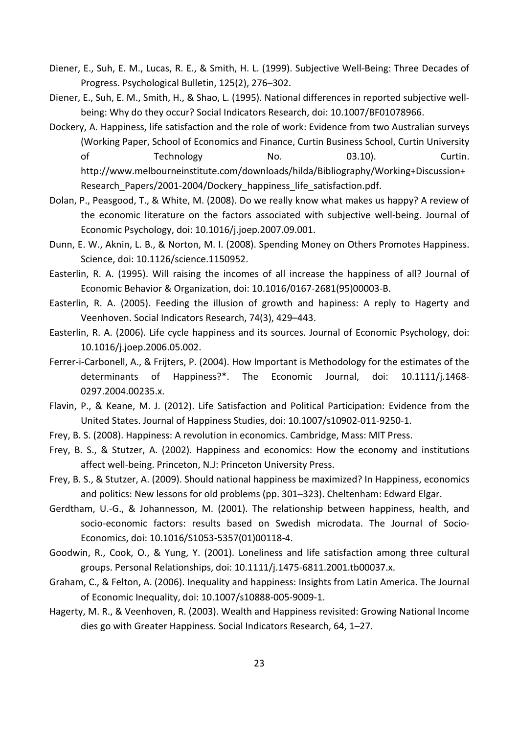Diener, E., Suh, E. M., Lucas, R. E., & Smith, H. L. (1999). Subjective Well-Being: Three Decades of Progress. Psychological Bulletin, 125(2), 276–302.

Diener, E., Suh, E. M., Smith, H., & Shao, L. (1995). National differences in reported subjective well-being: Why do they occur? Social Indicators Research, doi: 10.1007/BF01078966.

Dockery, A. Happiness, life satisfaction and the role of work: Evidence from two Australian surveys (Working Paper, School of Economics and Finance, Curtin Business School, Curtin University of Technology No. 03.10). Curtin. http://www.melbourneinstitute.com/downloads/hilda/Bibliography/Working+Discussion+Research_Papers/2001-2004/Dockery_happiness_life_satisfaction.pdf.

Dolan, P., Peasgood, T., & White, M. (2008). Do we really know what makes us happy? A review of the economic literature on the factors associated with subjective well-being. Journal of Economic Psychology, doi: 10.1016/j.joep.2007.09.001.

Dunn, E. W., Aknin, L. B., & Norton, M. I. (2008). Spending Money on Others Promotes Happiness. Science, doi: 10.1126/science.1150952.

Easterlin, R. A. (1995). Will raising the incomes of all increase the happiness of all? Journal of Economic Behavior & Organization, doi: 10.1016/0167-2681(95)00003-B.

Easterlin, R. A. (2005). Feeding the illusion of growth and hapiness: A reply to Hagerty and Veenhoven. Social Indicators Research, 74(3), 429–443.

Easterlin, R. A. (2006). Life cycle happiness and its sources. Journal of Economic Psychology, doi: 10.1016/j.joep.2006.05.002.

Ferrer-i-Carbonell, A., & Frijters, P. (2004). How Important is Methodology for the estimates of the determinants of Happiness?*. The Economic Journal, doi: 10.1111/j.1468-0297.2004.00235.x.

Flavin, P., & Keane, M. J. (2012). Life Satisfaction and Political Participation: Evidence from the United States. Journal of Happiness Studies, doi: 10.1007/s10902-011-9250-1.

Frey, B. S. (2008). Happiness: A revolution in economics. Cambridge, Mass: MIT Press.

Frey, B. S., & Stutzer, A. (2002). Happiness and economics: How the economy and institutions affect well-being. Princeton, N.J: Princeton University Press.

Frey, B. S., & Stutzer, A. (2009). Should national happiness be maximized? In Happiness, economics and politics: New lessons for old problems (pp. 301–323). Cheltenham: Edward Elgar.

Gerdtham, U.-G., & Johannesson, M. (2001). The relationship between happiness, health, and socio-economic factors: results based on Swedish microdata. The Journal of Socio-Economics, doi: 10.1016/S1053-5357(01)00118-4.

Goodwin, R., Cook, O., & Yung, Y. (2001). Loneliness and life satisfaction among three cultural groups. Personal Relationships, doi: 10.1111/j.1475-6811.2001.tb00037.x.

Graham, C., & Felton, A. (2006). Inequality and happiness: Insights from Latin America. The Journal of Economic Inequality, doi: 10.1007/s10888-005-9009-1.

Hagerty, M. R., & Veenhoven, R. (2003). Wealth and Happiness revisited: Growing National Income dies go with Greater Happiness. Social Indicators Research, 64, 1–27.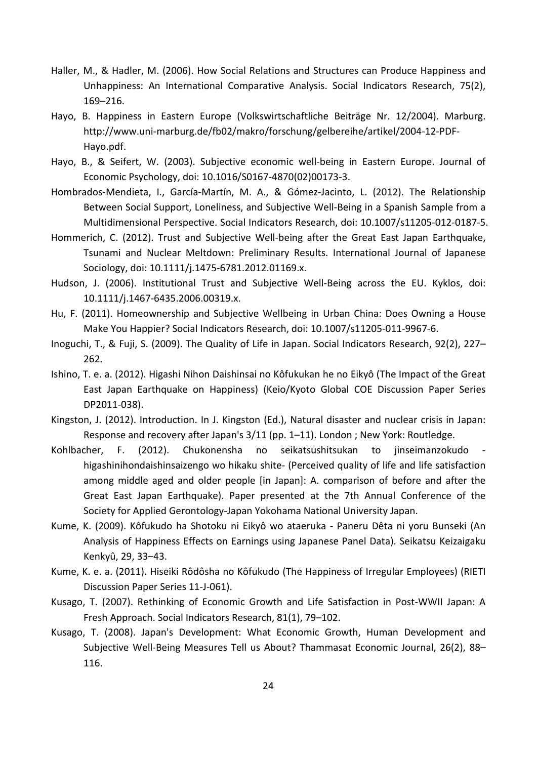Haller, M., & Hadler, M. (2006). How Social Relations and Structures can Produce Happiness and Unhappiness: An International Comparative Analysis. Social Indicators Research, 75(2), 169–216.

Hayo, B. Happiness in Eastern Europe (Volkswirtschaftliche Beiträge Nr. 12/2004). Marburg. http://www.uni-marburg.de/fb02/makro/forschung/gelbereihe/artikel/2004-12-PDF-Hayo.pdf.

Hayo, B., & Seifert, W. (2003). Subjective economic well-being in Eastern Europe. Journal of Economic Psychology, doi: 10.1016/S0167-4870(02)00173-3.

Hombrados-Mendieta, I., García-Martín, M. A., & Gómez-Jacinto, L. (2012). The Relationship Between Social Support, Loneliness, and Subjective Well-Being in a Spanish Sample from a Multidimensional Perspective. Social Indicators Research, doi: 10.1007/s11205-012-0187-5.

Hommerich, C. (2012). Trust and Subjective Well-being after the Great East Japan Earthquake, Tsunami and Nuclear Meltdown: Preliminary Results. International Journal of Japanese Sociology, doi: 10.1111/j.1475-6781.2012.01169.x.

Hudson, J. (2006). Institutional Trust and Subjective Well-Being across the EU. Kyklos, doi: 10.1111/j.1467-6435.2006.00319.x.

Hu, F. (2011). Homeownership and Subjective Wellbeing in Urban China: Does Owning a House Make You Happier? Social Indicators Research, doi: 10.1007/s11205-011-9967-6.

Inoguchi, T., & Fuji, S. (2009). The Quality of Life in Japan. Social Indicators Research, 92(2), 227–262.

Ishino, T. e. a. (2012). Higashi Nihon Daishinsai no Kôfukukan he no Eikyô (The Impact of the Great East Japan Earthquake on Happiness) (Keio/Kyoto Global COE Discussion Paper Series DP2011-038).

Kingston, J. (2012). Introduction. In J. Kingston (Ed.), Natural disaster and nuclear crisis in Japan: Response and recovery after Japan's 3/11 (pp. 1–11). London ; New York: Routledge.

Kohlbacher, F. (2012). Chukonensha no seikatsushitsukan to jinseimanzokudo - higashinihondaishinsaizengo wo hikaku shite- (Perceived quality of life and life satisfaction among middle aged and older people [in Japan]: A. comparison of before and after the Great East Japan Earthquake). Paper presented at the 7th Annual Conference of the Society for Applied Gerontology-Japan Yokohama National University Japan.

Kume, K. (2009). Kôfukudo ha Shotoku ni Eikyô wo ataeruka - Paneru Dêta ni yoru Bunseki (An Analysis of Happiness Effects on Earnings using Japanese Panel Data). Seikatsu Keizaigaku Kenkyû, 29, 33–43.

Kume, K. e. a. (2011). Hiseiki Rôdôsha no Kôfukudo (The Happiness of Irregular Employees) (RIETI Discussion Paper Series 11-J-061).

Kusago, T. (2007). Rethinking of Economic Growth and Life Satisfaction in Post-WWII Japan: A Fresh Approach. Social Indicators Research, 81(1), 79–102.

Kusago, T. (2008). Japan's Development: What Economic Growth, Human Development and Subjective Well-Being Measures Tell us About? Thammasat Economic Journal, 26(2), 88–116.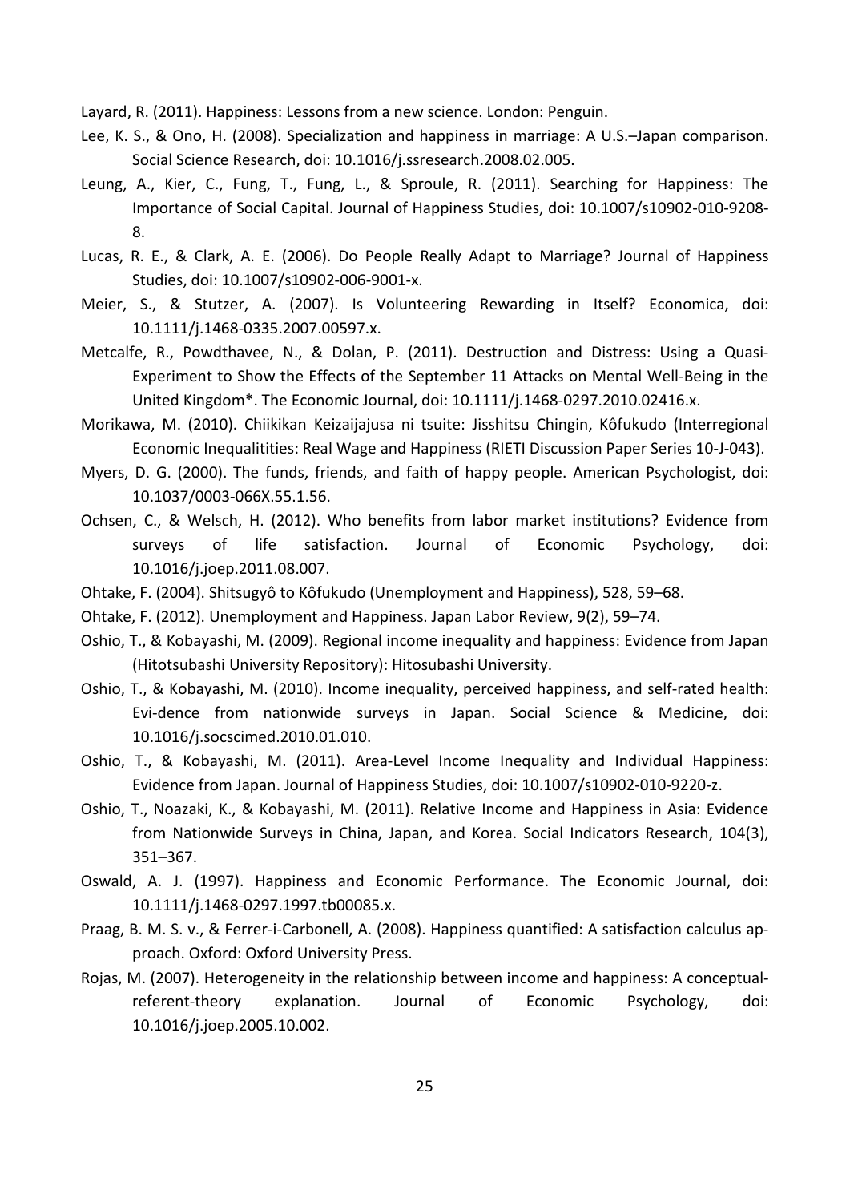Layard, R. (2011). Happiness: Lessons from a new science. London: Penguin.

Lee, K. S., & Ono, H. (2008). Specialization and happiness in marriage: A U.S.–Japan comparison. Social Science Research, doi: 10.1016/j.ssresearch.2008.02.005.

Leung, A., Kier, C., Fung, T., Fung, L., & Sproule, R. (2011). Searching for Happiness: The Importance of Social Capital. Journal of Happiness Studies, doi: 10.1007/s10902-010-9208-8.

Lucas, R. E., & Clark, A. E. (2006). Do People Really Adapt to Marriage? Journal of Happiness Studies, doi: 10.1007/s10902-006-9001-x.

Meier, S., & Stutzer, A. (2007). Is Volunteering Rewarding in Itself? Economica, doi: 10.1111/j.1468-0335.2007.00597.x.

Metcalfe, R., Powdthavee, N., & Dolan, P. (2011). Destruction and Distress: Using a Quasi-Experiment to Show the Effects of the September 11 Attacks on Mental Well-Being in the United Kingdom*. The Economic Journal, doi: 10.1111/j.1468-0297.2010.02416.x.

Morikawa, M. (2010). Chiikikan Keizaijajusa ni tsuite: Jisshitsu Chingin, Kôfukudo (Interregional Economic Inequalitities: Real Wage and Happiness (RIETI Discussion Paper Series 10-J-043).

Myers, D. G. (2000). The funds, friends, and faith of happy people. American Psychologist, doi: 10.1037/0003-066X.55.1.56.

Ochsen, C., & Welsch, H. (2012). Who benefits from labor market institutions? Evidence from surveys of life satisfaction. Journal of Economic Psychology, doi: 10.1016/j.joep.2011.08.007.

Ohtake, F. (2004). Shitsugyô to Kôfukudo (Unemployment and Happiness), 528, 59–68.

Ohtake, F. (2012). Unemployment and Happiness. Japan Labor Review, 9(2), 59–74.

Oshio, T., & Kobayashi, M. (2009). Regional income inequality and happiness: Evidence from Japan (Hitotsubashi University Repository): Hitosubashi University.

Oshio, T., & Kobayashi, M. (2010). Income inequality, perceived happiness, and self-rated health: Evi-dence from nationwide surveys in Japan. Social Science & Medicine, doi: 10.1016/j.socscimed.2010.01.010.

Oshio, T., & Kobayashi, M. (2011). Area-Level Income Inequality and Individual Happiness: Evidence from Japan. Journal of Happiness Studies, doi: 10.1007/s10902-010-9220-z.

Oshio, T., Noazaki, K., & Kobayashi, M. (2011). Relative Income and Happiness in Asia: Evidence from Nationwide Surveys in China, Japan, and Korea. Social Indicators Research, 104(3), 351–367.

Oswald, A. J. (1997). Happiness and Economic Performance. The Economic Journal, doi: 10.1111/j.1468-0297.1997.tb00085.x.

Praag, B. M. S. v., & Ferrer-i-Carbonell, A. (2008). Happiness quantified: A satisfaction calculus approach. Oxford: Oxford University Press.

Rojas, M. (2007). Heterogeneity in the relationship between income and happiness: A conceptual-referent-theory explanation. Journal of Economic Psychology, doi: 10.1016/j.joep.2005.10.002.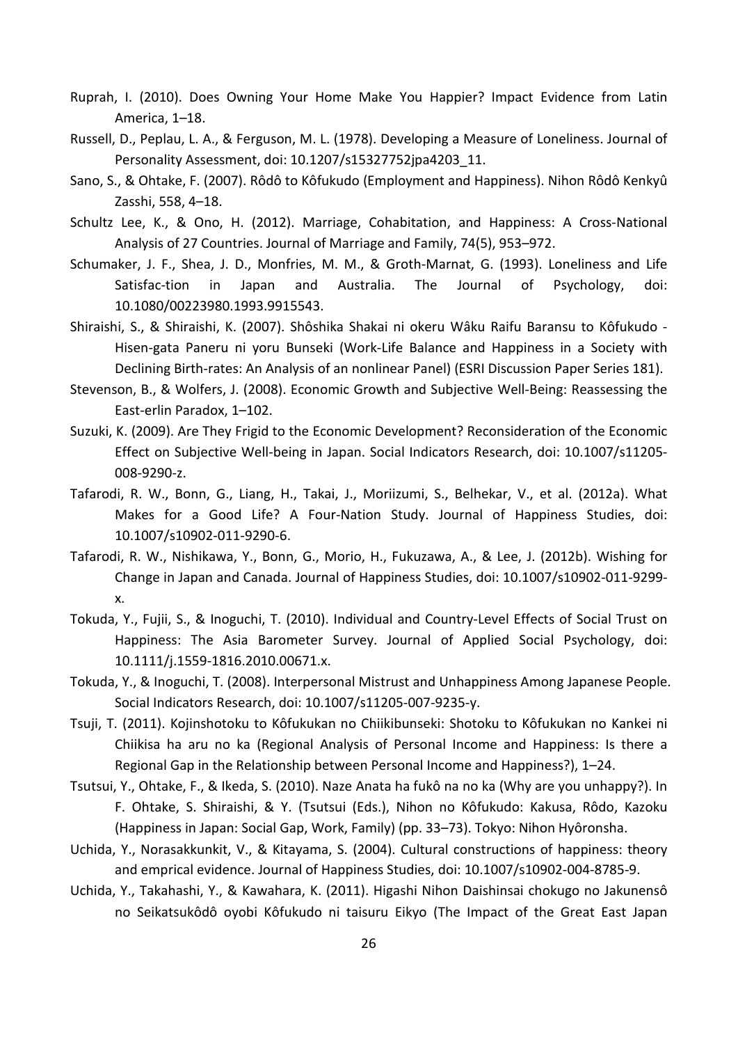Ruprah, I. (2010). Does Owning Your Home Make You Happier? Impact Evidence from Latin America, 1–18.

Russell, D., Peplau, L. A., & Ferguson, M. L. (1978). Developing a Measure of Loneliness. Journal of Personality Assessment, doi: 10.1207/s15327752jpa4203_11.

Sano, S., & Ohtake, F. (2007). Rôdô to Kôfukudo (Employment and Happiness). Nihon Rôdô Kenkyû Zasshi, 558, 4–18.

Schultz Lee, K., & Ono, H. (2012). Marriage, Cohabitation, and Happiness: A Cross-National Analysis of 27 Countries. Journal of Marriage and Family, 74(5), 953–972.

Schumaker, J. F., Shea, J. D., Monfries, M. M., & Groth-Marnat, G. (1993). Loneliness and Life Satisfac-tion in Japan and Australia. The Journal of Psychology, doi: 10.1080/00223980.1993.9915543.

Shiraishi, S., & Shiraishi, K. (2007). Shôshika Shakai ni okeru Wâku Raifu Baransu to Kôfukudo - Hisen-gata Paneru ni yoru Bunseki (Work-Life Balance and Happiness in a Society with Declining Birth-rates: An Analysis of an nonlinear Panel) (ESRI Discussion Paper Series 181).

Stevenson, B., & Wolfers, J. (2008). Economic Growth and Subjective Well-Being: Reassessing the East-erlin Paradox, 1–102.

Suzuki, K. (2009). Are They Frigid to the Economic Development? Reconsideration of the Economic Effect on Subjective Well-being in Japan. Social Indicators Research, doi: 10.1007/s11205-008-9290-z.

Tafarodi, R. W., Bonn, G., Liang, H., Takai, J., Moriizumi, S., Belhekar, V., et al. (2012a). What Makes for a Good Life? A Four-Nation Study. Journal of Happiness Studies, doi: 10.1007/s10902-011-9290-6.

Tafarodi, R. W., Nishikawa, Y., Bonn, G., Morio, H., Fukuzawa, A., & Lee, J. (2012b). Wishing for Change in Japan and Canada. Journal of Happiness Studies, doi: 10.1007/s10902-011-9299-x.

Tokuda, Y., Fujii, S., & Inoguchi, T. (2010). Individual and Country-Level Effects of Social Trust on Happiness: The Asia Barometer Survey. Journal of Applied Social Psychology, doi: 10.1111/j.1559-1816.2010.00671.x.

Tokuda, Y., & Inoguchi, T. (2008). Interpersonal Mistrust and Unhappiness Among Japanese People. Social Indicators Research, doi: 10.1007/s11205-007-9235-y.

Tsuji, T. (2011). Kojinshotoku to Kôfukukan no Chiikibunseki: Shotoku to Kôfukukan no Kankei ni Chiikisa ha aru no ka (Regional Analysis of Personal Income and Happiness: Is there a Regional Gap in the Relationship between Personal Income and Happiness?), 1–24.

Tsutsui, Y., Ohtake, F., & Ikeda, S. (2010). Naze Anata ha fukô na no ka (Why are you unhappy?). In F. Ohtake, S. Shiraishi, & Y. (Tsutsui (Eds.), Nihon no Kôfukudo: Kakusa, Rôdo, Kazoku (Happiness in Japan: Social Gap, Work, Family) (pp. 33–73). Tokyo: Nihon Hyôronsha.

Uchida, Y., Norasakkunkit, V., & Kitayama, S. (2004). Cultural constructions of happiness: theory and emprical evidence. Journal of Happiness Studies, doi: 10.1007/s10902-004-8785-9.

Uchida, Y., Takahashi, Y., & Kawahara, K. (2011). Higashi Nihon Daishinsai chokugo no Jakunensô no Seikatsukôdô oyobi Kôfukudo ni taisuru Eikyo (The Impact of the Great East Japan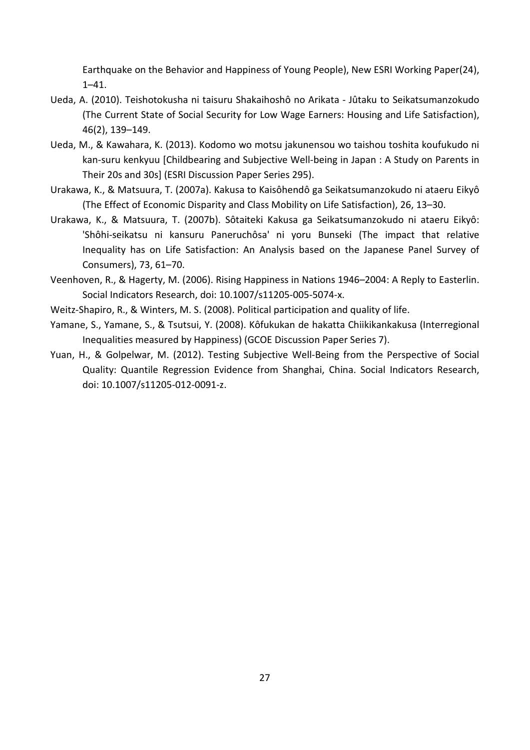Earthquake on the Behavior and Happiness of Young People), New ESRI Working Paper(24), 1–41.

Ueda, A. (2010). Teishotokusha ni taisuru Shakaihoshô no Arikata - Jûtaku to Seikatsumanzokudo (The Current State of Social Security for Low Wage Earners: Housing and Life Satisfaction), 46(2), 139–149.

Ueda, M., & Kawahara, K. (2013). Kodomo wo motsu jakunensou wo taishou toshita koufukudo ni kan-suru kenkyuu [Childbearing and Subjective Well-being in Japan : A Study on Parents in Their 20s and 30s] (ESRI Discussion Paper Series 295).

Urakawa, K., & Matsuura, T. (2007a). Kakusa to Kaisôhendô ga Seikatsumanzokudo ni ataeru Eikyô (The Effect of Economic Disparity and Class Mobility on Life Satisfaction), 26, 13–30.

Urakawa, K., & Matsuura, T. (2007b). Sôtaiteki Kakusa ga Seikatsumanzokudo ni ataeru Eikyô: 'Shôhi-seikatsu ni kansuru Paneruchôsa' ni yoru Bunseki (The impact that relative Inequality has on Life Satisfaction: An Analysis based on the Japanese Panel Survey of Consumers), 73, 61–70.

Veenhoven, R., & Hagerty, M. (2006). Rising Happiness in Nations 1946–2004: A Reply to Easterlin. Social Indicators Research, doi: 10.1007/s11205-005-5074-x.

Weitz-Shapiro, R., & Winters, M. S. (2008). Political participation and quality of life.

Yamane, S., Yamane, S., & Tsutsui, Y. (2008). Kôfukukan de hakatta Chiikikankakusa (Interregional Inequalities measured by Happiness) (GCOE Discussion Paper Series 7).

Yuan, H., & Golpelwar, M. (2012). Testing Subjective Well-Being from the Perspective of Social Quality: Quantile Regression Evidence from Shanghai, China. Social Indicators Research, doi: 10.1007/s11205-012-0091-z.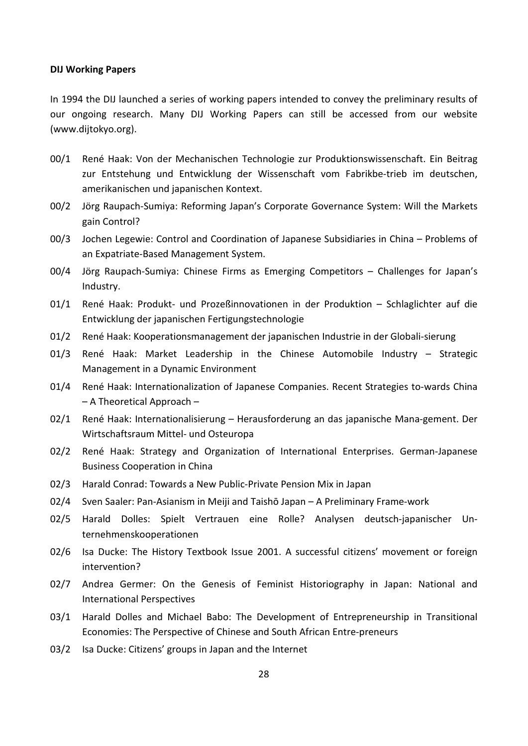**DIJ Working Papers**

In 1994 the DIJ launched a series of working papers intended to convey the preliminary results of our ongoing research. Many DIJ Working Papers can still be accessed from our website (www.dijtokyo.org).

00/1 René Haak: Von der Mechanischen Technologie zur Produktionswissenschaft. Ein Beitrag zur Entstehung und Entwicklung der Wissenschaft vom Fabrikbe-trieb im deutschen, amerikanischen und japanischen Kontext.

00/2 Jörg Raupach-Sumiya: Reforming Japan's Corporate Governance System: Will the Markets gain Control?

00/3 Jochen Legewie: Control and Coordination of Japanese Subsidiaries in China – Problems of an Expatriate-Based Management System.

00/4 Jörg Raupach-Sumiya: Chinese Firms as Emerging Competitors – Challenges for Japan's Industry.

01/1 René Haak: Produkt- und Prozeßinnovationen in der Produktion – Schlaglichter auf die Entwicklung der japanischen Fertigungstechnologie

01/2 René Haak: Kooperationsmanagement der japanischen Industrie in der Globali-sierung

01/3 René Haak: Market Leadership in the Chinese Automobile Industry – Strategic Management in a Dynamic Environment

01/4 René Haak: Internationalization of Japanese Companies. Recent Strategies to-wards China – A Theoretical Approach –

02/1 René Haak: Internationalisierung – Herausforderung an das japanische Mana-gement. Der Wirtschaftsraum Mittel- und Osteuropa

02/2 René Haak: Strategy and Organization of International Enterprises. German-Japanese Business Cooperation in China

02/3 Harald Conrad: Towards a New Public-Private Pension Mix in Japan

02/4 Sven Saaler: Pan-Asianism in Meiji and Taishō Japan – A Preliminary Frame-work

02/5 Harald Dolles: Spielt Vertrauen eine Rolle? Analysen deutsch-japanischer Unternehmenskooperationen

02/6 Isa Ducke: The History Textbook Issue 2001. A successful citizens' movement or foreign intervention?

02/7 Andrea Germer: On the Genesis of Feminist Historiography in Japan: National and International Perspectives

03/1 Harald Dolles and Michael Babo: The Development of Entrepreneurship in Transitional Economies: The Perspective of Chinese and South African Entre-preneurs

03/2 Isa Ducke: Citizens' groups in Japan and the Internet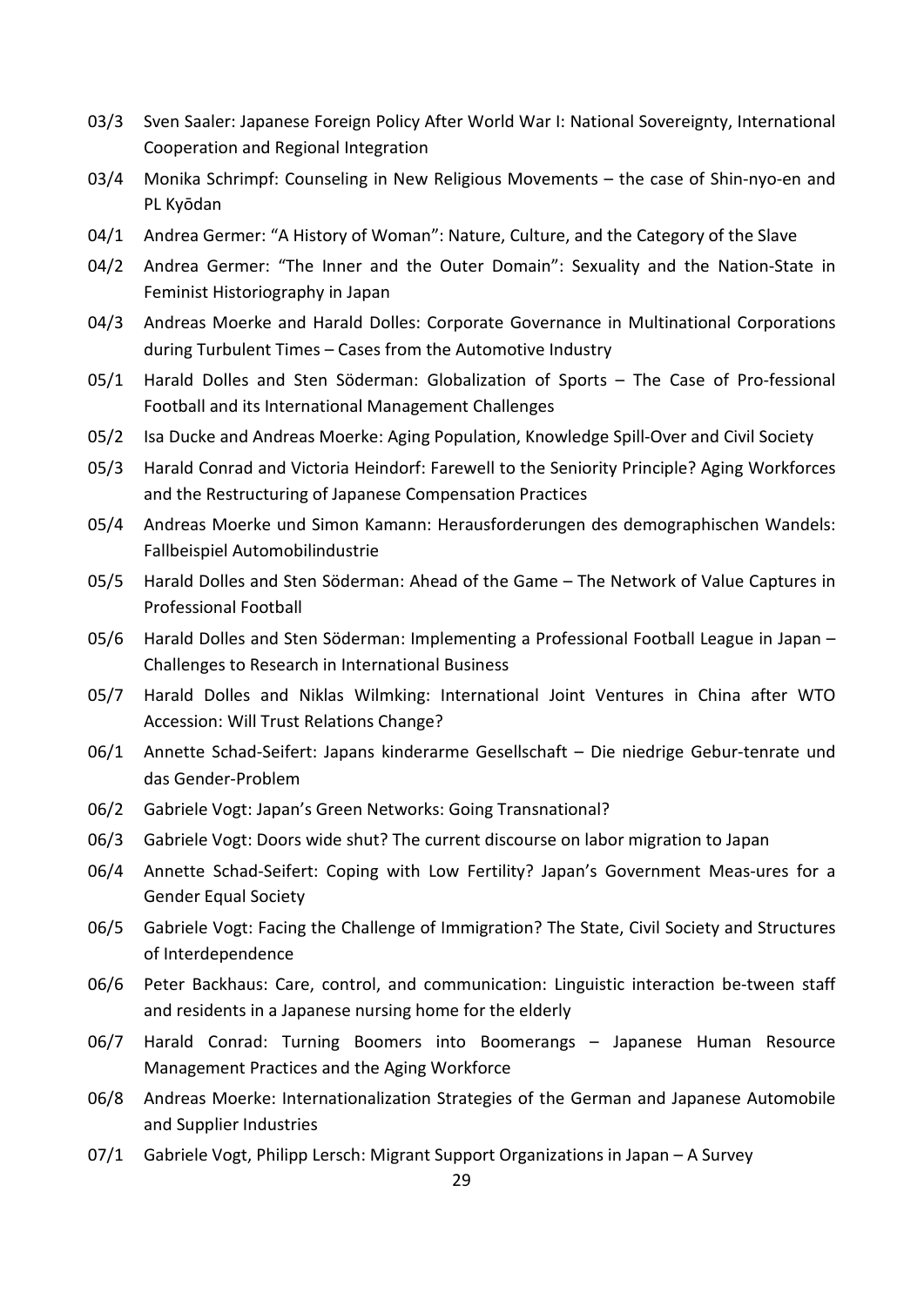03/3 Sven Saaler: Japanese Foreign Policy After World War I: National Sovereignty, International Cooperation and Regional Integration

03/4 Monika Schrimpf: Counseling in New Religious Movements – the case of Shin-nyo-en and PL Kyōdan

04/1 Andrea Germer: "A History of Woman": Nature, Culture, and the Category of the Slave

04/2 Andrea Germer: "The Inner and the Outer Domain": Sexuality and the Nation-State in Feminist Historiography in Japan

04/3 Andreas Moerke and Harald Dolles: Corporate Governance in Multinational Corporations during Turbulent Times – Cases from the Automotive Industry

05/1 Harald Dolles and Sten Söderman: Globalization of Sports – The Case of Pro-fessional Football and its International Management Challenges

05/2 Isa Ducke and Andreas Moerke: Aging Population, Knowledge Spill-Over and Civil Society

05/3 Harald Conrad and Victoria Heindorf: Farewell to the Seniority Principle? Aging Workforces and the Restructuring of Japanese Compensation Practices

05/4 Andreas Moerke und Simon Kamann: Herausforderungen des demographischen Wandels: Fallbeispiel Automobilindustrie

05/5 Harald Dolles and Sten Söderman: Ahead of the Game – The Network of Value Captures in Professional Football

05/6 Harald Dolles and Sten Söderman: Implementing a Professional Football League in Japan – Challenges to Research in International Business

05/7 Harald Dolles and Niklas Wilmking: International Joint Ventures in China after WTO Accession: Will Trust Relations Change?

06/1 Annette Schad-Seifert: Japans kinderarme Gesellschaft – Die niedrige Gebur-tenrate und das Gender-Problem

06/2 Gabriele Vogt: Japan's Green Networks: Going Transnational?

06/3 Gabriele Vogt: Doors wide shut? The current discourse on labor migration to Japan

06/4 Annette Schad-Seifert: Coping with Low Fertility? Japan's Government Meas-ures for a Gender Equal Society

06/5 Gabriele Vogt: Facing the Challenge of Immigration? The State, Civil Society and Structures of Interdependence

06/6 Peter Backhaus: Care, control, and communication: Linguistic interaction be-tween staff and residents in a Japanese nursing home for the elderly

06/7 Harald Conrad: Turning Boomers into Boomerangs – Japanese Human Resource Management Practices and the Aging Workforce

06/8 Andreas Moerke: Internationalization Strategies of the German and Japanese Automobile and Supplier Industries

07/1 Gabriele Vogt, Philipp Lersch: Migrant Support Organizations in Japan – A Survey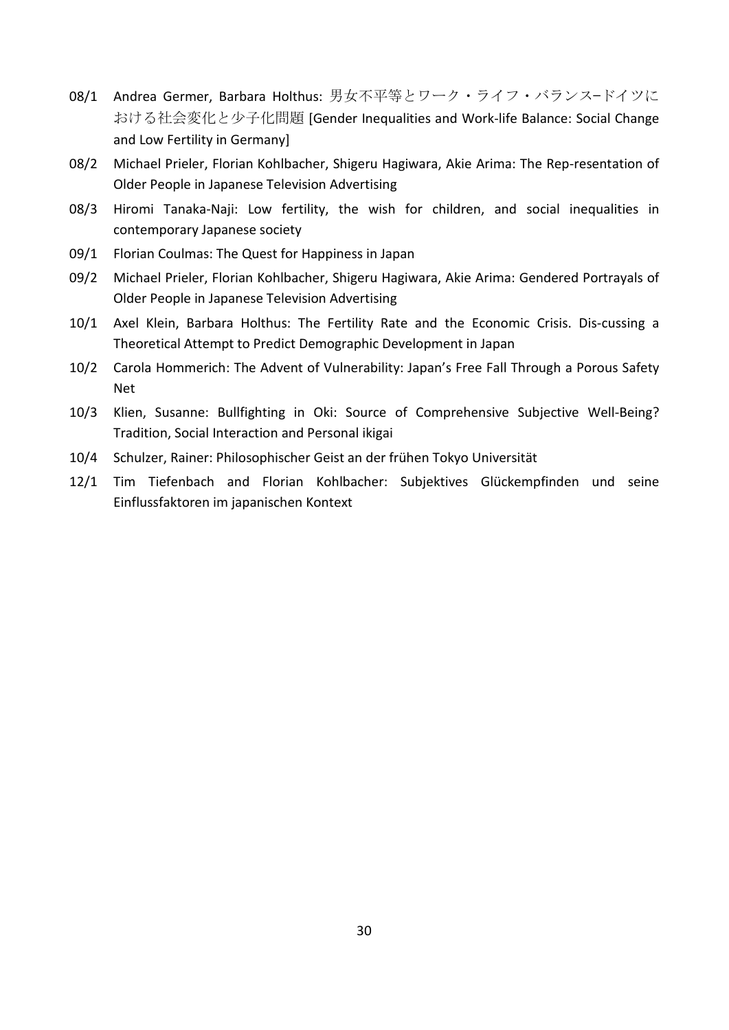08/1 Andrea Germer, Barbara Holthus: 男女不平等とワーク・ライフ・バランス-ドイツにおける社会変化と少子化問題 [Gender Inequalities and Work-life Balance: Social Change and Low Fertility in Germany]

08/2 Michael Prieler, Florian Kohlbacher, Shigeru Hagiwara, Akie Arima: The Rep-resentation of Older People in Japanese Television Advertising

08/3 Hiromi Tanaka-Naji: Low fertility, the wish for children, and social inequalities in contemporary Japanese society

09/1 Florian Coulmas: The Quest for Happiness in Japan

09/2 Michael Prieler, Florian Kohlbacher, Shigeru Hagiwara, Akie Arima: Gendered Portrayals of Older People in Japanese Television Advertising

10/1 Axel Klein, Barbara Holthus: The Fertility Rate and the Economic Crisis. Dis-cussing a Theoretical Attempt to Predict Demographic Development in Japan

10/2 Carola Hommerich: The Advent of Vulnerability: Japan's Free Fall Through a Porous Safety Net

10/3 Klien, Susanne: Bullfighting in Oki: Source of Comprehensive Subjective Well-Being? Tradition, Social Interaction and Personal ikigai

10/4 Schulzer, Rainer: Philosophischer Geist an der frühen Tokyo Universität

12/1 Tim Tiefenbach and Florian Kohlbacher: Subjektives Glückempfinden und seine Einflussfaktoren im japanischen Kontext